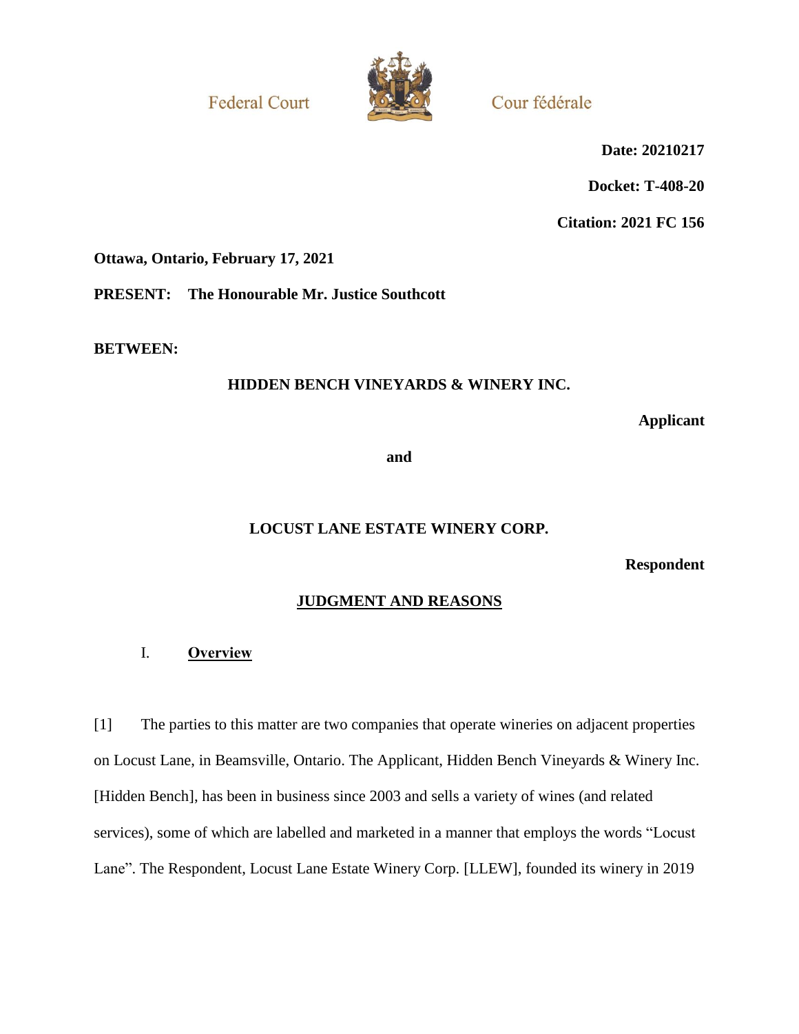Federal Court | Cour fédérale

**Date: 20210217**

**Docket: T-408-20**

**Citation: 2021 FC 156**

**Ottawa, Ontario, February 17, 2021**

**PRESENT: The Honourable Mr. Justice Southcott**

**BETWEEN:**

**HIDDEN BENCH VINEYARDS & WINERY INC.**

**Applicant**

**and**

**LOCUST LANE ESTATE WINERY CORP.**

**Respondent**

## JUDGMENT AND REASONS

### I. Overview

[1] The parties to this matter are two companies that operate wineries on adjacent properties on Locust Lane, in Beamsville, Ontario. The Applicant, Hidden Bench Vineyards & Winery Inc. [Hidden Bench], has been in business since 2003 and sells a variety of wines (and related services), some of which are labelled and marketed in a manner that employs the words "Locust Lane". The Respondent, Locust Lane Estate Winery Corp. [LLEW], founded its winery in 2019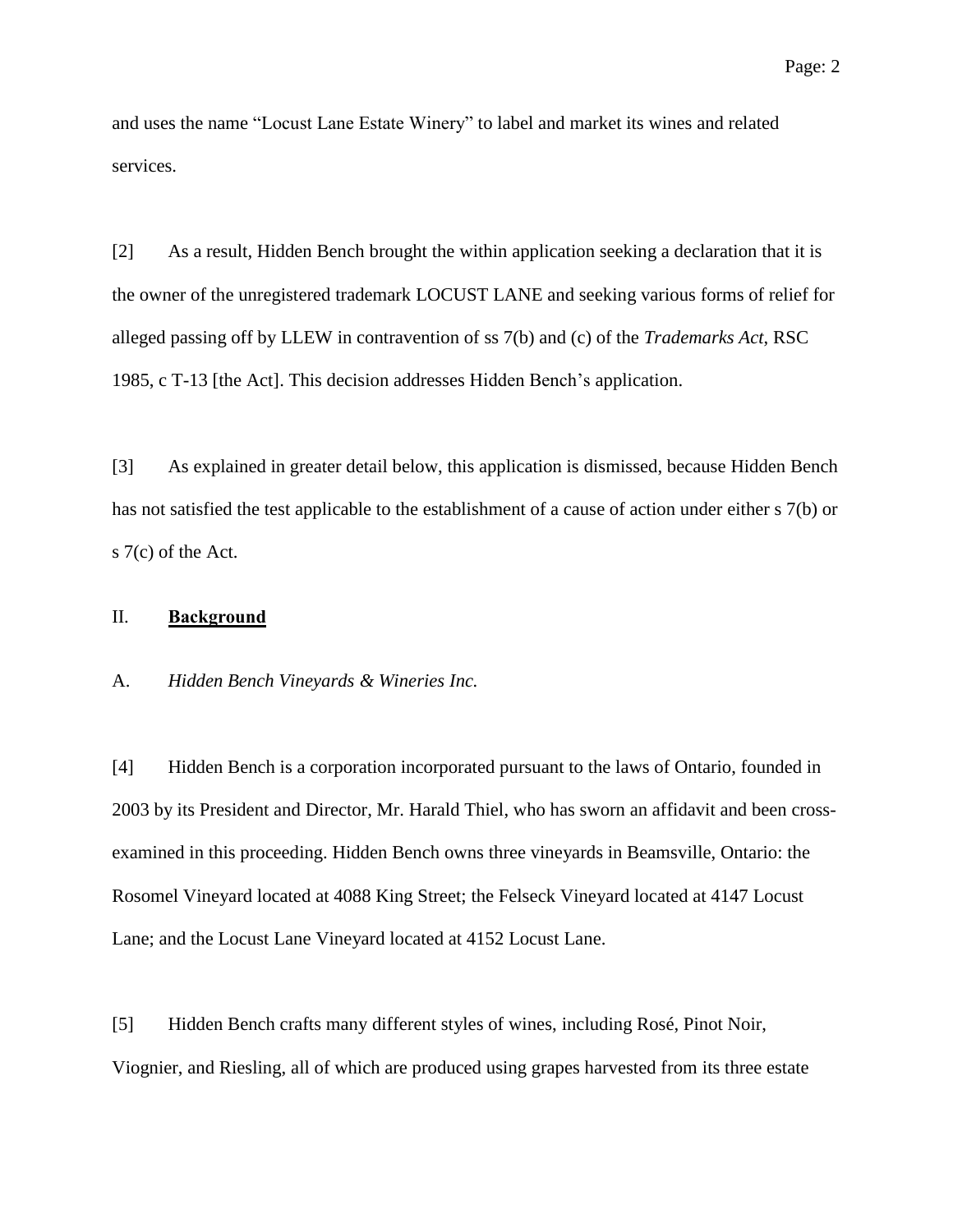and uses the name "Locust Lane Estate Winery" to label and market its wines and related services.

[2] As a result, Hidden Bench brought the within application seeking a declaration that it is the owner of the unregistered trademark LOCUST LANE and seeking various forms of relief for alleged passing off by LLEW in contravention of ss 7(b) and (c) of the *Trademarks Act*, RSC 1985, c T-13 [the Act]. This decision addresses Hidden Bench's application.

[3] As explained in greater detail below, this application is dismissed, because Hidden Bench has not satisfied the test applicable to the establishment of a cause of action under either s 7(b) or s 7(c) of the Act.

## II. **Background**

### A. *Hidden Bench Vineyards & Wineries Inc.*

[4] Hidden Bench is a corporation incorporated pursuant to the laws of Ontario, founded in 2003 by its President and Director, Mr. Harald Thiel, who has sworn an affidavit and been cross-examined in this proceeding. Hidden Bench owns three vineyards in Beamsville, Ontario: the Rosomel Vineyard located at 4088 King Street; the Felseck Vineyard located at 4147 Locust Lane; and the Locust Lane Vineyard located at 4152 Locust Lane.

[5] Hidden Bench crafts many different styles of wines, including Rosé, Pinot Noir, Viognier, and Riesling, all of which are produced using grapes harvested from its three estate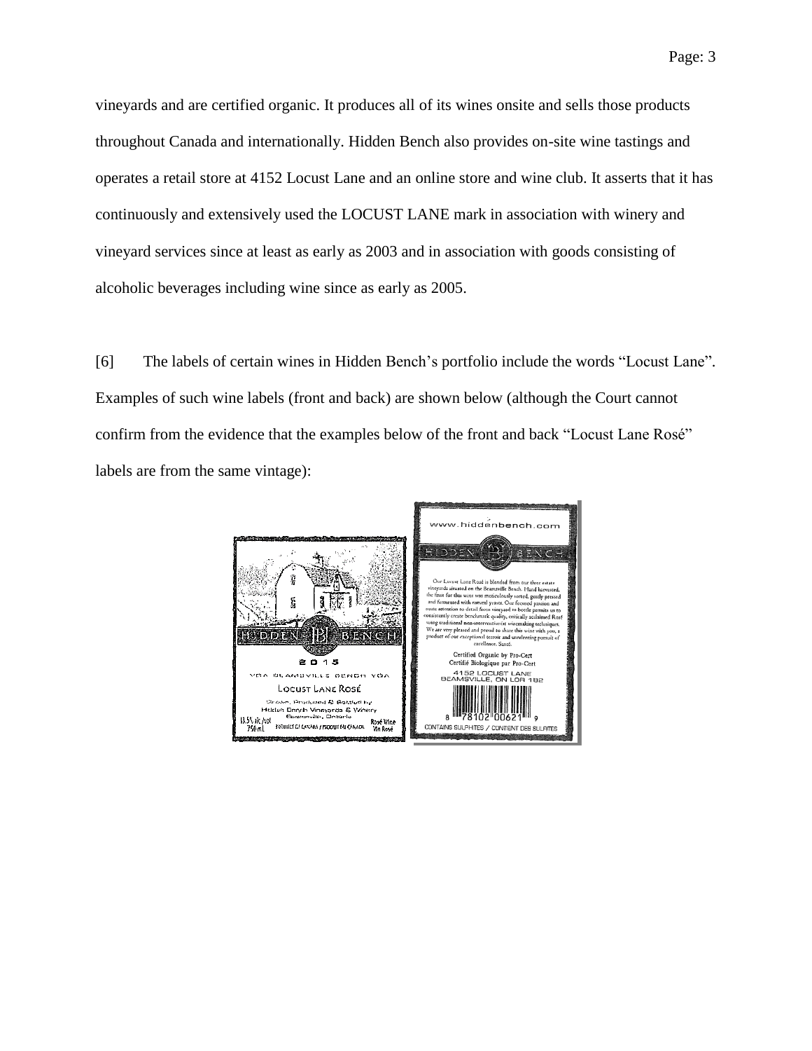vineyards and are certified organic. It produces all of its wines onsite and sells those products throughout Canada and internationally. Hidden Bench also provides on-site wine tastings and operates a retail store at 4152 Locust Lane and an online store and wine club. It asserts that it has continuously and extensively used the LOCUST LANE mark in association with winery and vineyard services since at least as early as 2003 and in association with goods consisting of alcoholic beverages including wine since as early as 2005.

[6] The labels of certain wines in Hidden Bench's portfolio include the words "Locust Lane". Examples of such wine labels (front and back) are shown below (although the Court cannot confirm from the evidence that the examples below of the front and back "Locust Lane Rosé" labels are from the same vintage):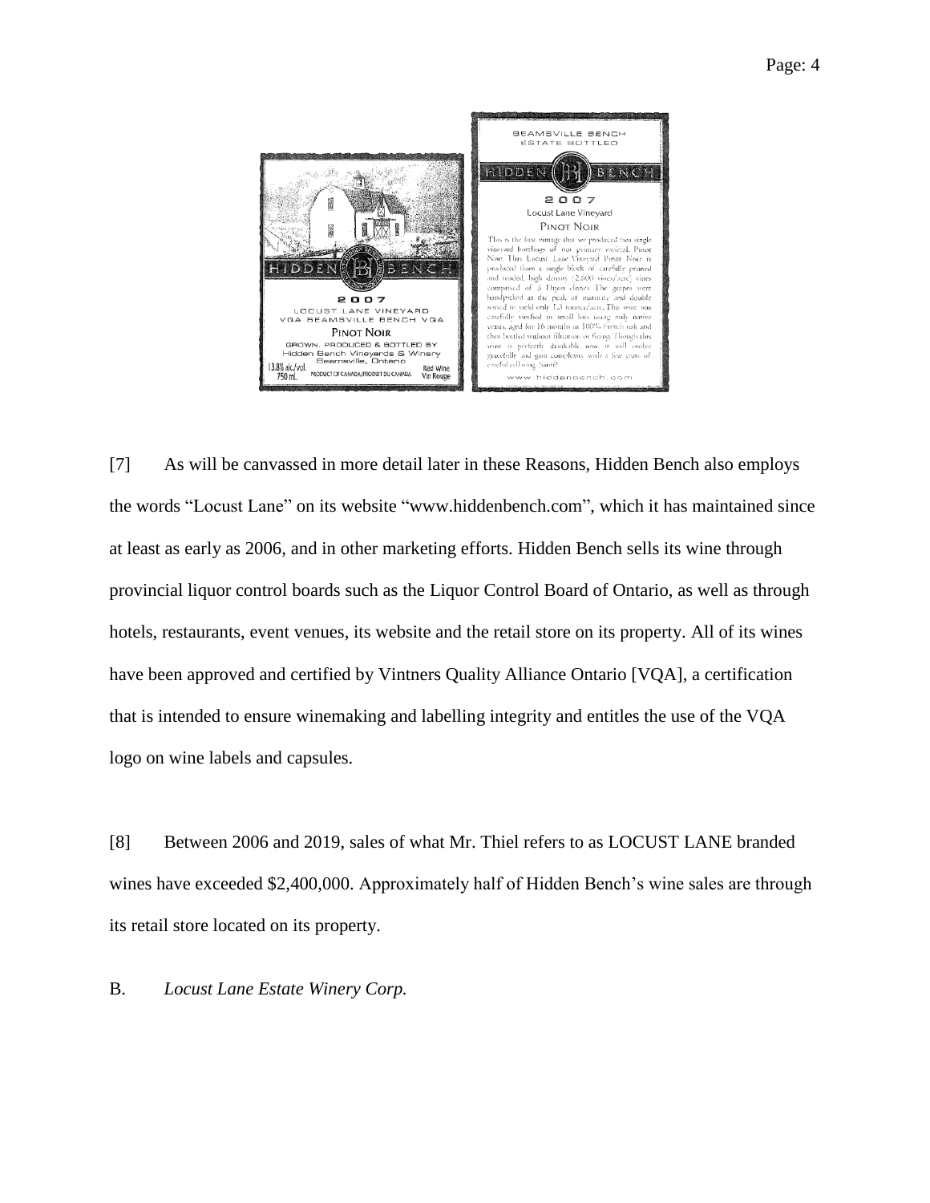[7] As will be canvassed in more detail later in these Reasons, Hidden Bench also employs the words "Locust Lane" on its website "www.hiddenbench.com", which it has maintained since at least as early as 2006, and in other marketing efforts. Hidden Bench sells its wine through provincial liquor control boards such as the Liquor Control Board of Ontario, as well as through hotels, restaurants, event venues, its website and the retail store on its property. All of its wines have been approved and certified by Vintners Quality Alliance Ontario [VQA], a certification that is intended to ensure winemaking and labelling integrity and entitles the use of the VQA logo on wine labels and capsules.

[8] Between 2006 and 2019, sales of what Mr. Thiel refers to as LOCUST LANE branded wines have exceeded $2,400,000. Approximately half of Hidden Bench's wine sales are through its retail store located on its property.

B. *Locust Lane Estate Winery Corp.*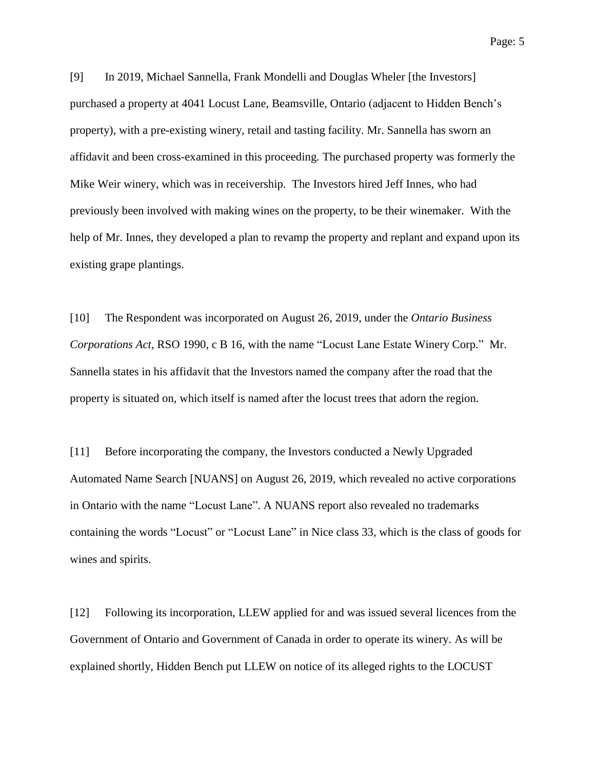[9] In 2019, Michael Sannella, Frank Mondelli and Douglas Wheler [the Investors] purchased a property at 4041 Locust Lane, Beamsville, Ontario (adjacent to Hidden Bench's property), with a pre-existing winery, retail and tasting facility. Mr. Sannella has sworn an affidavit and been cross-examined in this proceeding. The purchased property was formerly the Mike Weir winery, which was in receivership. The Investors hired Jeff Innes, who had previously been involved with making wines on the property, to be their winemaker. With the help of Mr. Innes, they developed a plan to revamp the property and replant and expand upon its existing grape plantings.

[10] The Respondent was incorporated on August 26, 2019, under the *Ontario Business Corporations Act*, RSO 1990, c B 16, with the name "Locust Lane Estate Winery Corp." Mr. Sannella states in his affidavit that the Investors named the company after the road that the property is situated on, which itself is named after the locust trees that adorn the region.

[11] Before incorporating the company, the Investors conducted a Newly Upgraded Automated Name Search [NUANS] on August 26, 2019, which revealed no active corporations in Ontario with the name "Locust Lane". A NUANS report also revealed no trademarks containing the words "Locust" or "Locust Lane" in Nice class 33, which is the class of goods for wines and spirits.

[12] Following its incorporation, LLEW applied for and was issued several licences from the Government of Ontario and Government of Canada in order to operate its winery. As will be explained shortly, Hidden Bench put LLEW on notice of its alleged rights to the LOCUST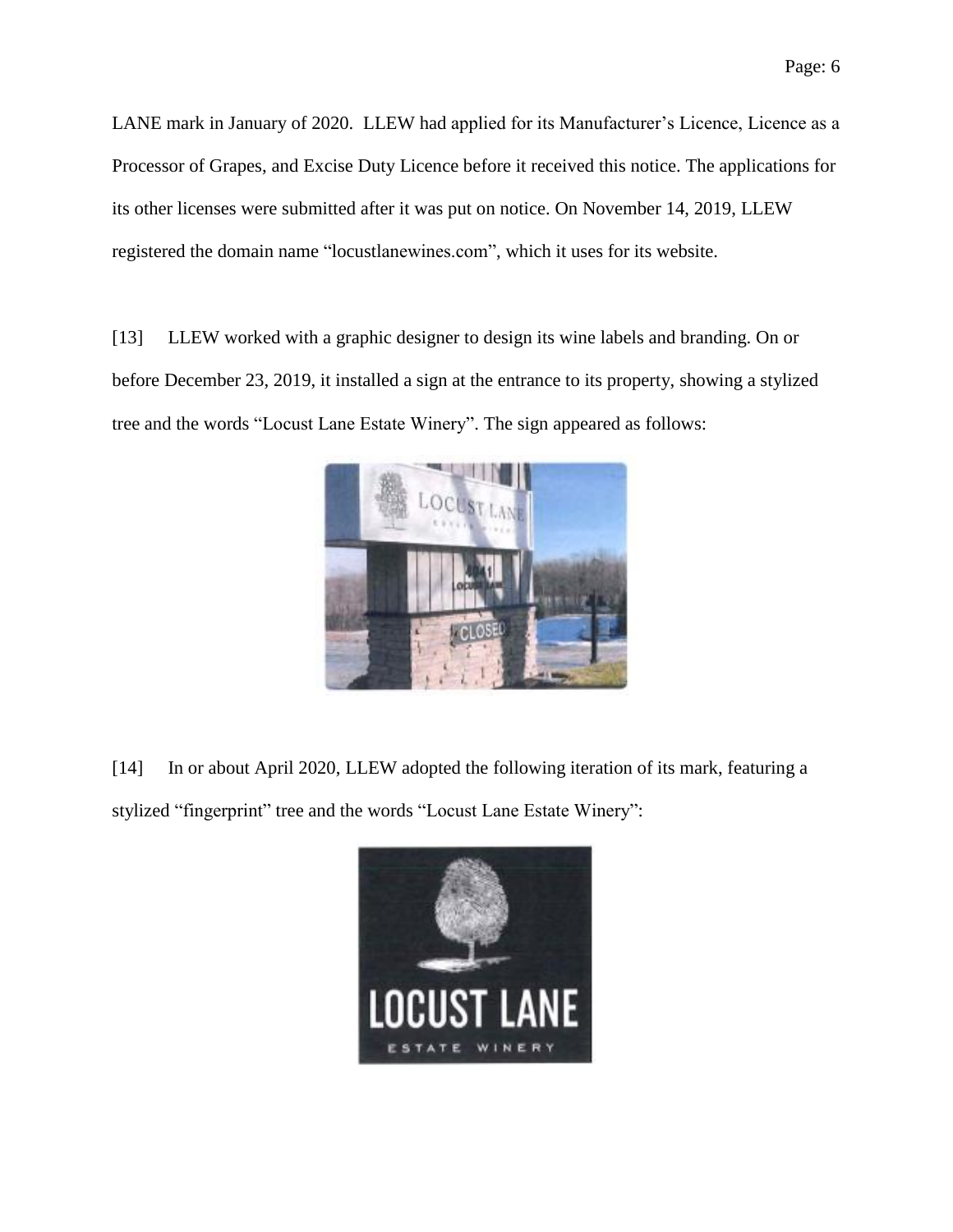LANE mark in January of 2020. LLEW had applied for its Manufacturer's Licence, Licence as a Processor of Grapes, and Excise Duty Licence before it received this notice. The applications for its other licenses were submitted after it was put on notice. On November 14, 2019, LLEW registered the domain name "locustlanewines.com", which it uses for its website.

[13] LLEW worked with a graphic designer to design its wine labels and branding. On or before December 23, 2019, it installed a sign at the entrance to its property, showing a stylized tree and the words "Locust Lane Estate Winery". The sign appeared as follows:

[14] In or about April 2020, LLEW adopted the following iteration of its mark, featuring a stylized "fingerprint" tree and the words "Locust Lane Estate Winery":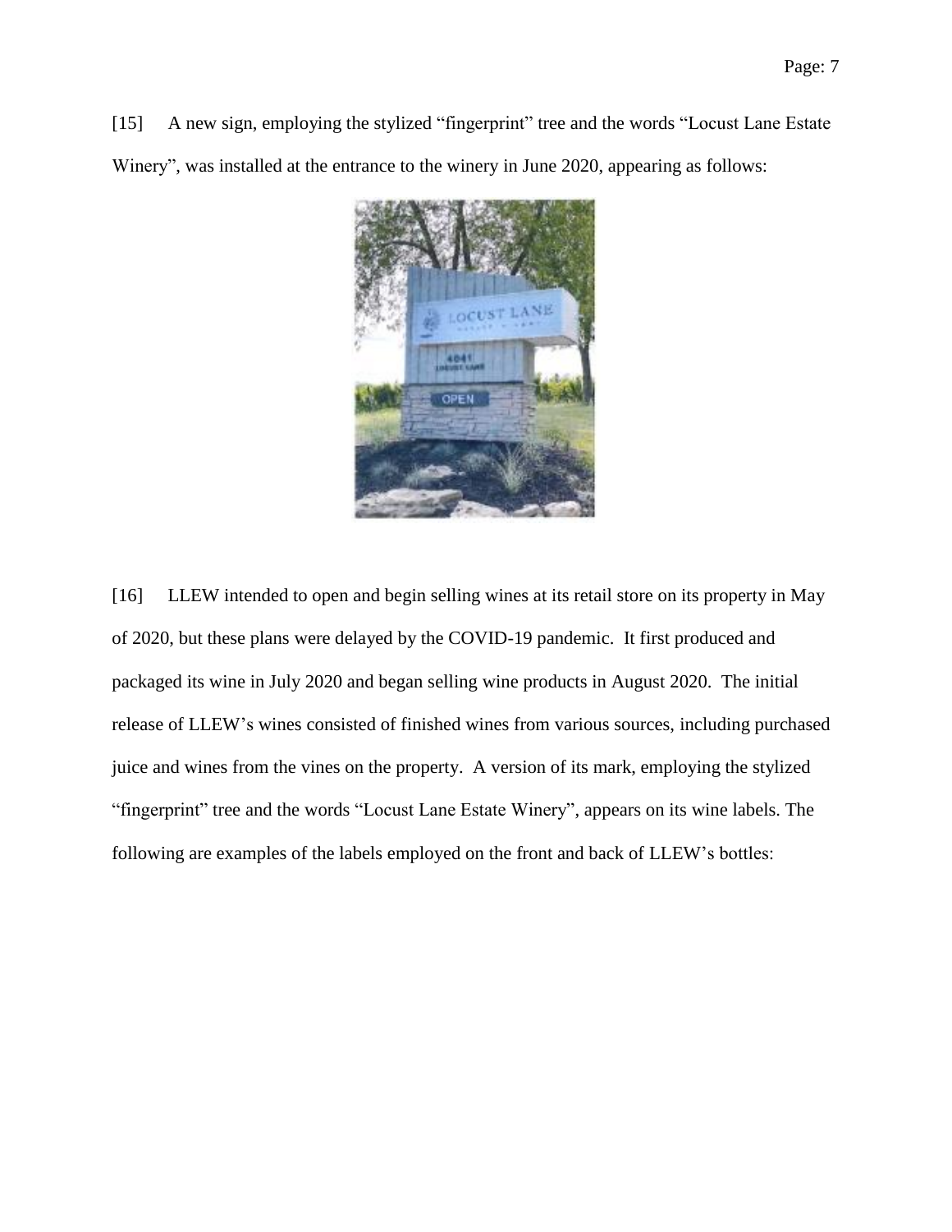[15] A new sign, employing the stylized "fingerprint" tree and the words "Locust Lane Estate Winery", was installed at the entrance to the winery in June 2020, appearing as follows:

[16] LLEW intended to open and begin selling wines at its retail store on its property in May of 2020, but these plans were delayed by the COVID-19 pandemic. It first produced and packaged its wine in July 2020 and began selling wine products in August 2020. The initial release of LLEW's wines consisted of finished wines from various sources, including purchased juice and wines from the vines on the property. A version of its mark, employing the stylized "fingerprint" tree and the words "Locust Lane Estate Winery", appears on its wine labels. The following are examples of the labels employed on the front and back of LLEW's bottles: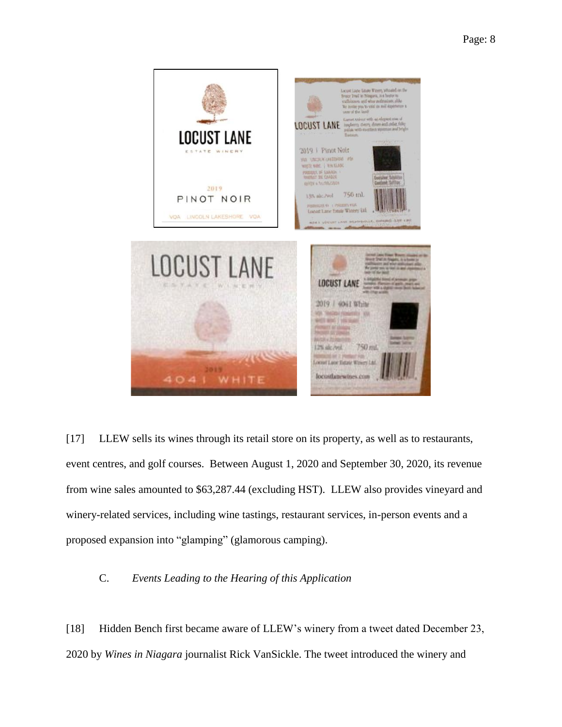[17] LLEW sells its wines through its retail store on its property, as well as to restaurants, event centres, and golf courses. Between August 1, 2020 and September 30, 2020, its revenue from wine sales amounted to $63,287.44 (excluding HST). LLEW also provides vineyard and winery-related services, including wine tastings, restaurant services, in-person events and a proposed expansion into "glamping" (glamorous camping).

C. *Events Leading to the Hearing of this Application*

[18] Hidden Bench first became aware of LLEW's winery from a tweet dated December 23, 2020 by *Wines in Niagara* journalist Rick VanSickle. The tweet introduced the winery and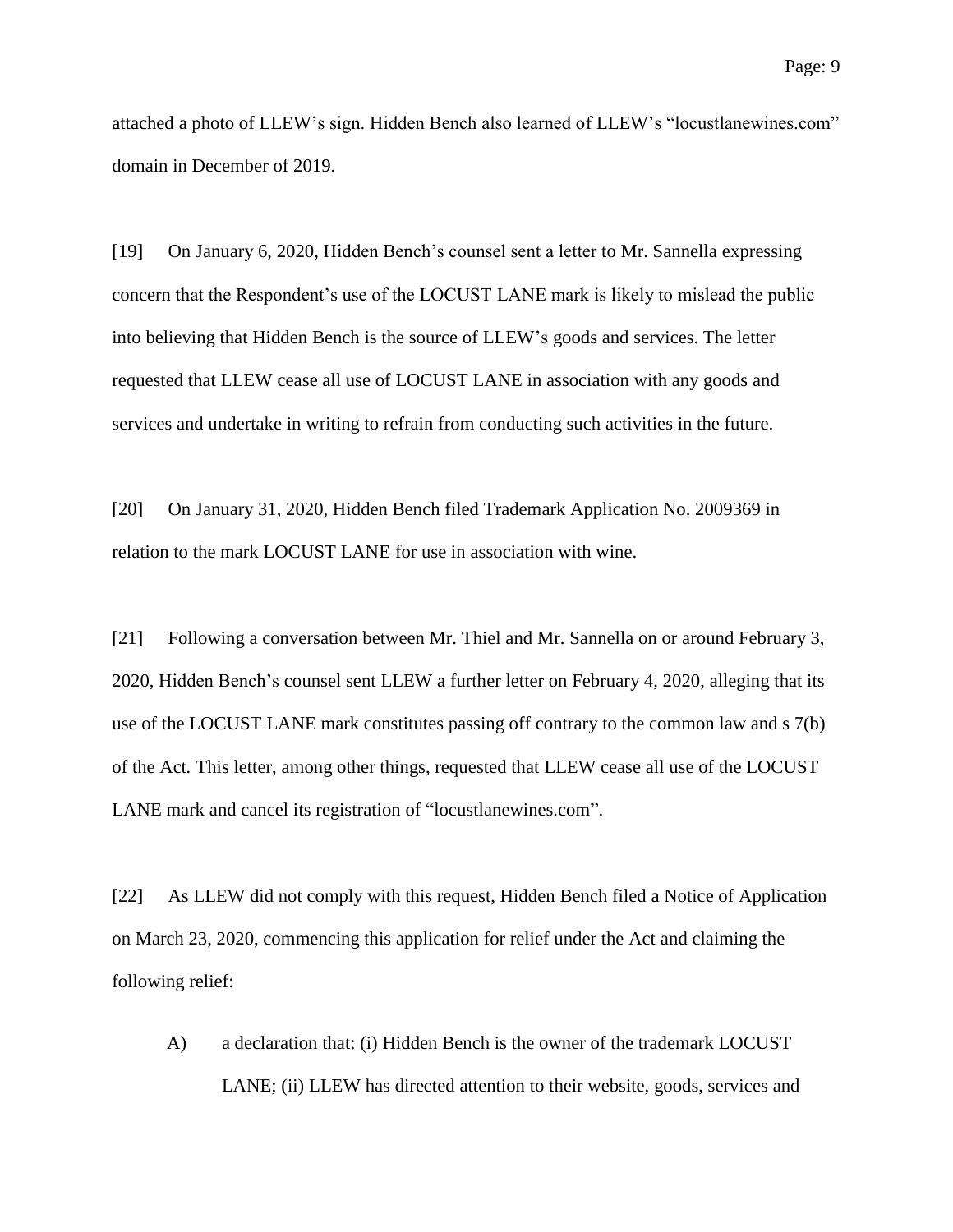attached a photo of LLEW's sign. Hidden Bench also learned of LLEW's "locustlanewines.com" domain in December of 2019.

[19] On January 6, 2020, Hidden Bench's counsel sent a letter to Mr. Sannella expressing concern that the Respondent's use of the LOCUST LANE mark is likely to mislead the public into believing that Hidden Bench is the source of LLEW's goods and services. The letter requested that LLEW cease all use of LOCUST LANE in association with any goods and services and undertake in writing to refrain from conducting such activities in the future.

[20] On January 31, 2020, Hidden Bench filed Trademark Application No. 2009369 in relation to the mark LOCUST LANE for use in association with wine.

[21] Following a conversation between Mr. Thiel and Mr. Sannella on or around February 3, 2020, Hidden Bench's counsel sent LLEW a further letter on February 4, 2020, alleging that its use of the LOCUST LANE mark constitutes passing off contrary to the common law and s 7(b) of the Act. This letter, among other things, requested that LLEW cease all use of the LOCUST LANE mark and cancel its registration of "locustlanewines.com".

[22] As LLEW did not comply with this request, Hidden Bench filed a Notice of Application on March 23, 2020, commencing this application for relief under the Act and claiming the following relief:

A) a declaration that: (i) Hidden Bench is the owner of the trademark LOCUST LANE; (ii) LLEW has directed attention to their website, goods, services and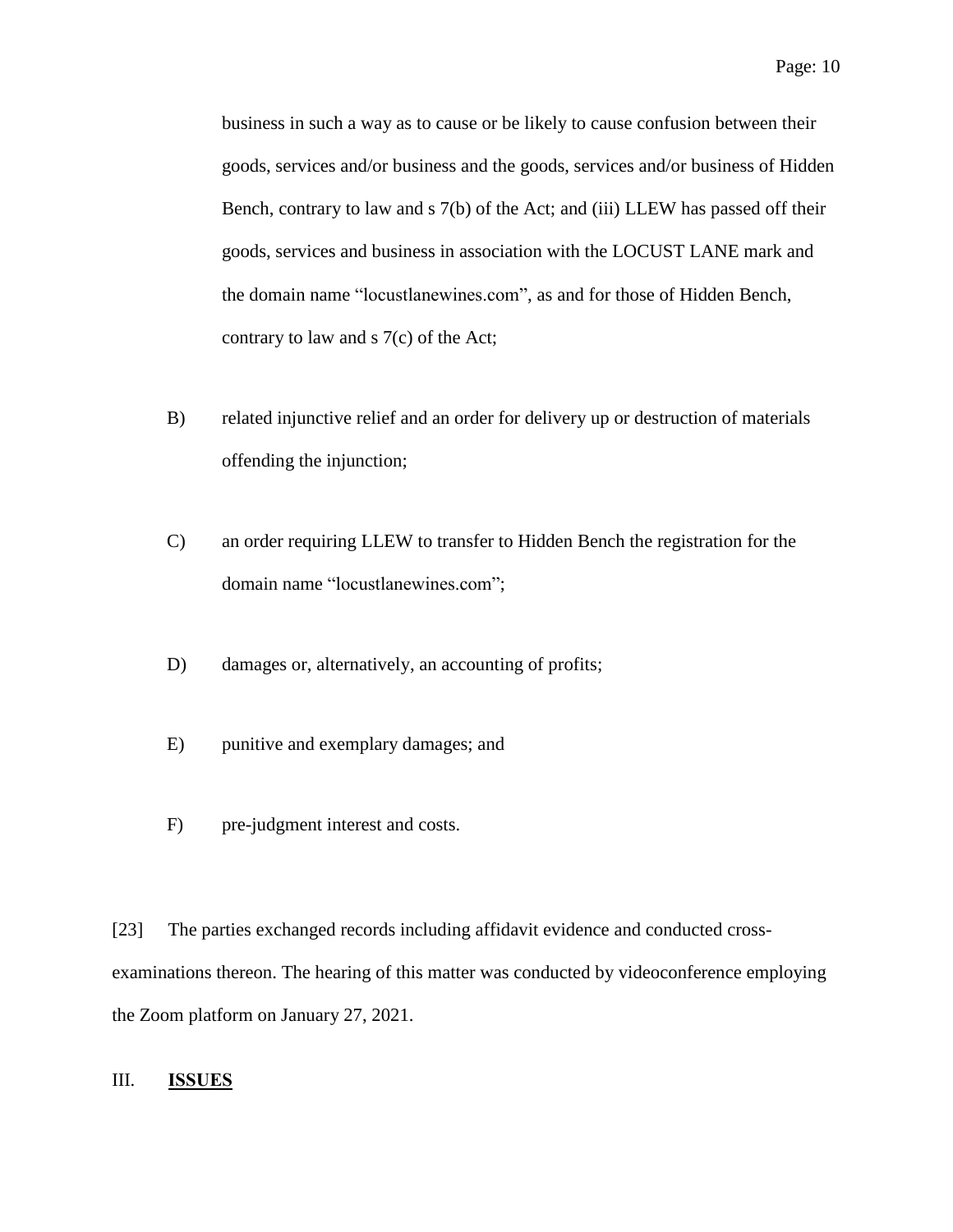business in such a way as to cause or be likely to cause confusion between their goods, services and/or business and the goods, services and/or business of Hidden Bench, contrary to law and s 7(b) of the Act; and (iii) LLEW has passed off their goods, services and business in association with the LOCUST LANE mark and the domain name "locustlanewines.com", as and for those of Hidden Bench, contrary to law and s 7(c) of the Act;

B) related injunctive relief and an order for delivery up or destruction of materials offending the injunction;

C) an order requiring LLEW to transfer to Hidden Bench the registration for the domain name "locustlanewines.com";

D) damages or, alternatively, an accounting of profits;

E) punitive and exemplary damages; and

F) pre-judgment interest and costs.

[23] The parties exchanged records including affidavit evidence and conducted cross-examinations thereon. The hearing of this matter was conducted by videoconference employing the Zoom platform on January 27, 2021.

## III. **ISSUES**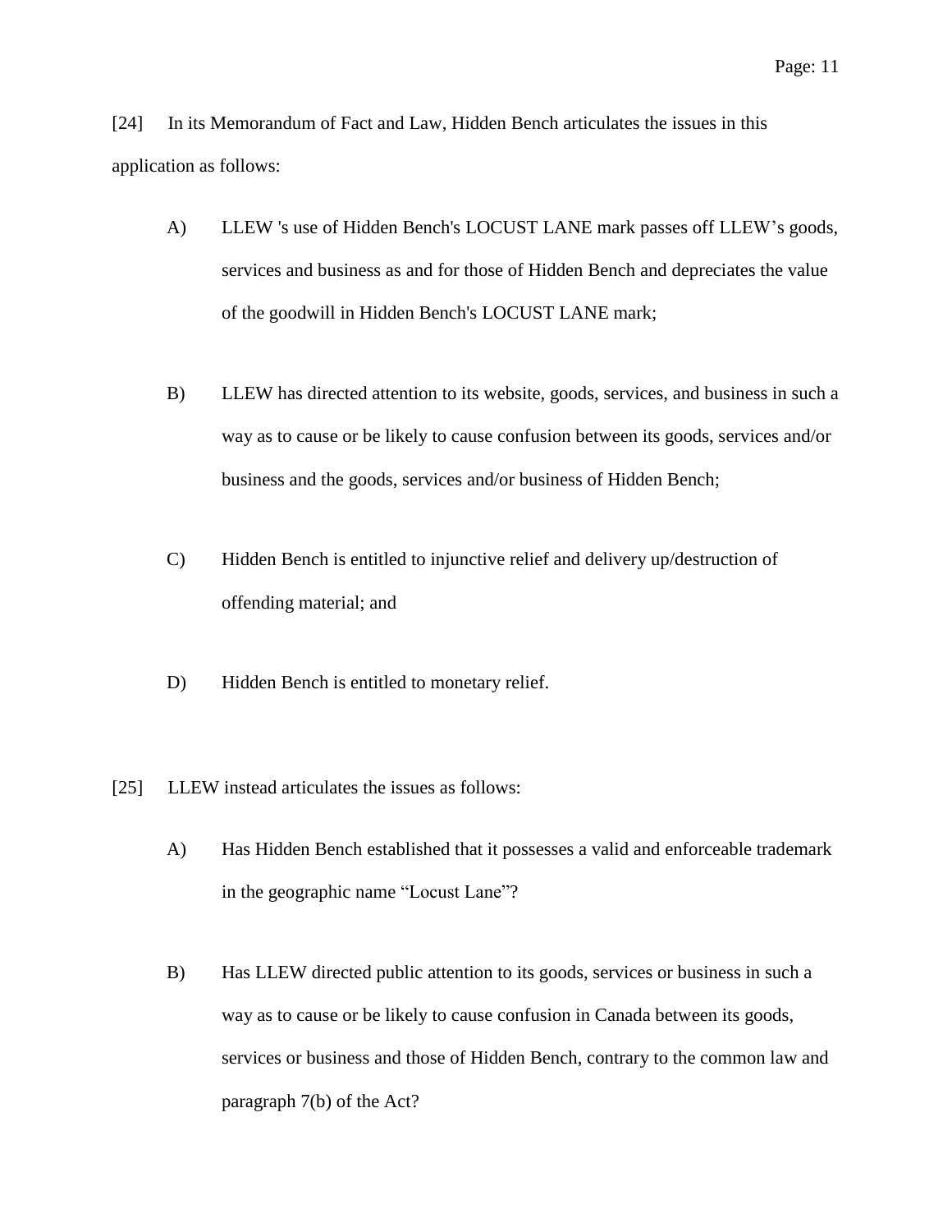[24] In its Memorandum of Fact and Law, Hidden Bench articulates the issues in this application as follows:

> A) LLEW 's use of Hidden Bench's LOCUST LANE mark passes off LLEW’s goods, services and business as and for those of Hidden Bench and depreciates the value of the goodwill in Hidden Bench's LOCUST LANE mark;
>
> B) LLEW has directed attention to its website, goods, services, and business in such a way as to cause or be likely to cause confusion between its goods, services and/or business and the goods, services and/or business of Hidden Bench;
>
> C) Hidden Bench is entitled to injunctive relief and delivery up/destruction of offending material; and
>
> D) Hidden Bench is entitled to monetary relief.

[25] LLEW instead articulates the issues as follows:

> A) Has Hidden Bench established that it possesses a valid and enforceable trademark in the geographic name “Locust Lane”?
>
> B) Has LLEW directed public attention to its goods, services or business in such a way as to cause or be likely to cause confusion in Canada between its goods, services or business and those of Hidden Bench, contrary to the common law and paragraph 7(b) of the Act?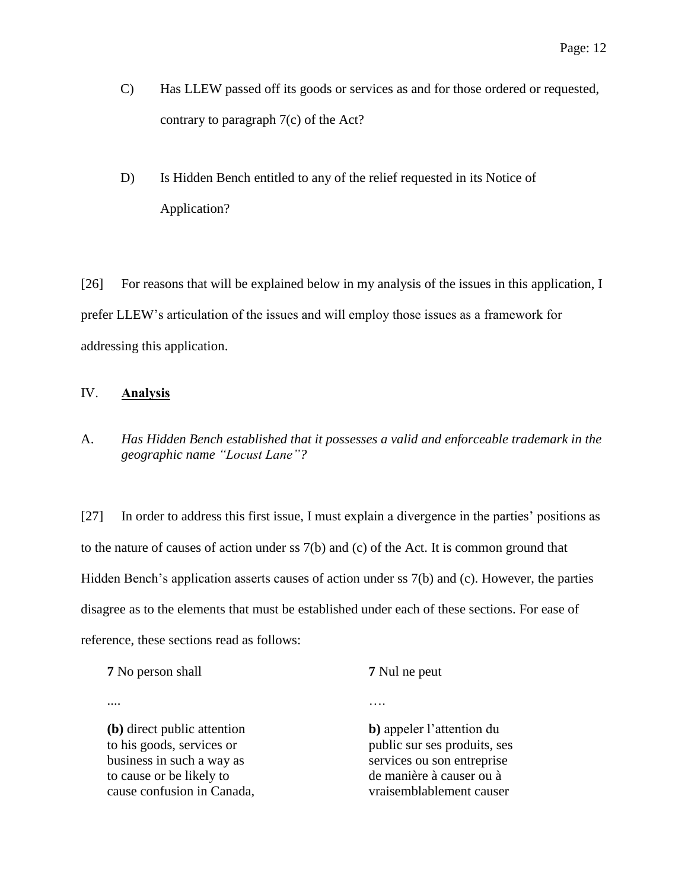C) Has LLEW passed off its goods or services as and for those ordered or requested, contrary to paragraph 7(c) of the Act?

D) Is Hidden Bench entitled to any of the relief requested in its Notice of Application?

[26] For reasons that will be explained below in my analysis of the issues in this application, I prefer LLEW's articulation of the issues and will employ those issues as a framework for addressing this application.

## IV. **Analysis**

### A. *Has Hidden Bench established that it possesses a valid and enforceable trademark in the geographic name "Locust Lane"?*

[27] In order to address this first issue, I must explain a divergence in the parties' positions as to the nature of causes of action under ss 7(b) and (c) of the Act. It is common ground that Hidden Bench's application asserts causes of action under ss 7(b) and (c). However, the parties disagree as to the elements that must be established under each of these sections. For ease of reference, these sections read as follows:

| | |
|---|---|
| **7** No person shall | **7** Nul ne peut |
| .... | …. |
| **(b)** direct public attention to his goods, services or business in such a way as to cause or be likely to cause confusion in Canada, | **b)** appeler l'attention du public sur ses produits, ses services ou son entreprise de manière à causer ou à vraisemblablement causer |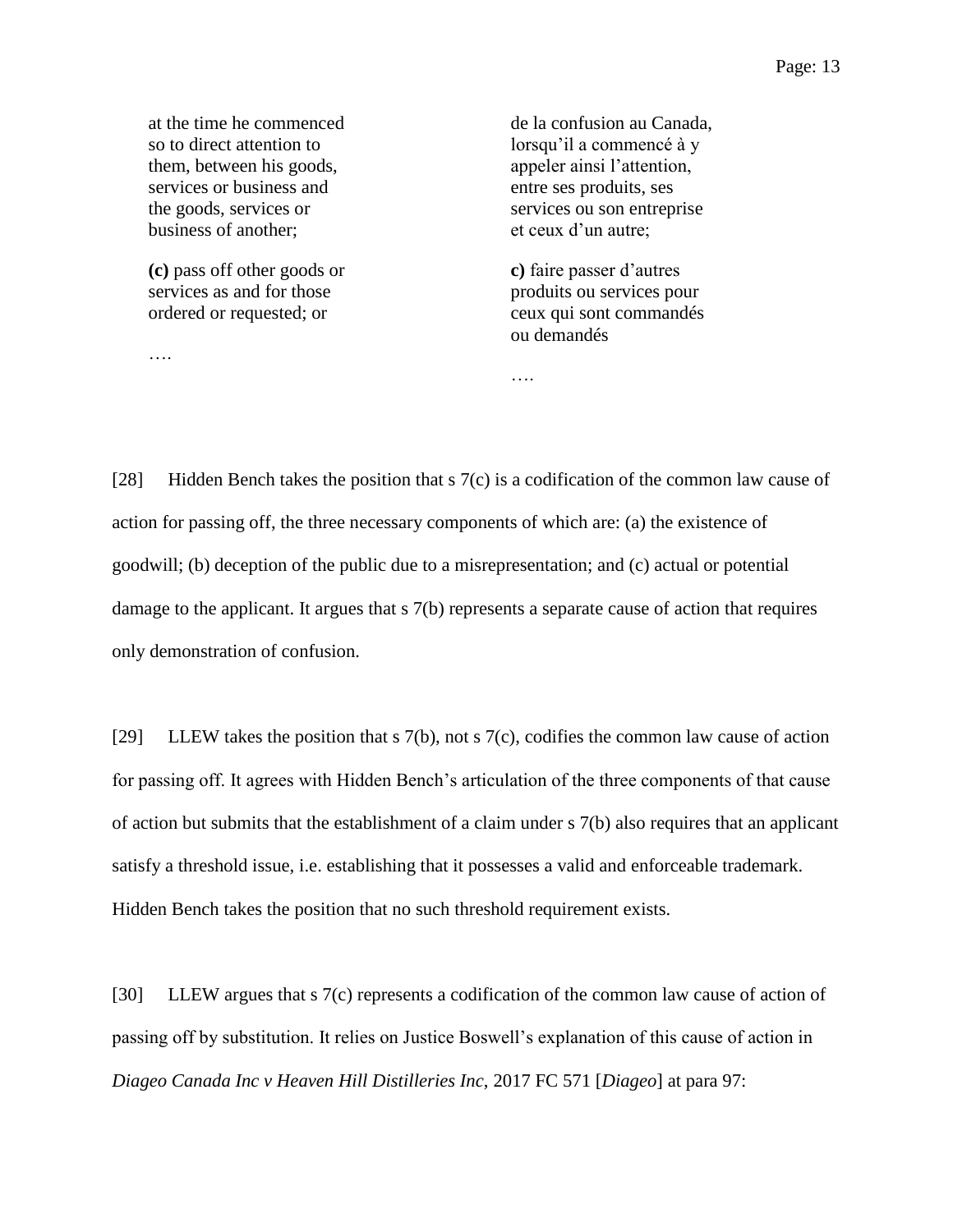| | |
|---|---|
| at the time he commenced so to direct attention to them, between his goods, services or business and the goods, services or business of another; | de la confusion au Canada, lorsqu'il a commencé à y appeler ainsi l'attention, entre ses produits, ses services ou son entreprise et ceux d'un autre; |
| **(c)** pass off other goods or services as and for those ordered or requested; or | **c)** faire passer d'autres produits ou services pour ceux qui sont commandés ou demandés |
| …. | …. |

[28] Hidden Bench takes the position that s 7(c) is a codification of the common law cause of action for passing off, the three necessary components of which are: (a) the existence of goodwill; (b) deception of the public due to a misrepresentation; and (c) actual or potential damage to the applicant. It argues that s 7(b) represents a separate cause of action that requires only demonstration of confusion.

[29] LLEW takes the position that s 7(b), not s 7(c), codifies the common law cause of action for passing off. It agrees with Hidden Bench's articulation of the three components of that cause of action but submits that the establishment of a claim under s 7(b) also requires that an applicant satisfy a threshold issue, i.e. establishing that it possesses a valid and enforceable trademark. Hidden Bench takes the position that no such threshold requirement exists.

[30] LLEW argues that s 7(c) represents a codification of the common law cause of action of passing off by substitution. It relies on Justice Boswell's explanation of this cause of action in *Diageo Canada Inc v Heaven Hill Distilleries Inc*, 2017 FC 571 [*Diageo*] at para 97: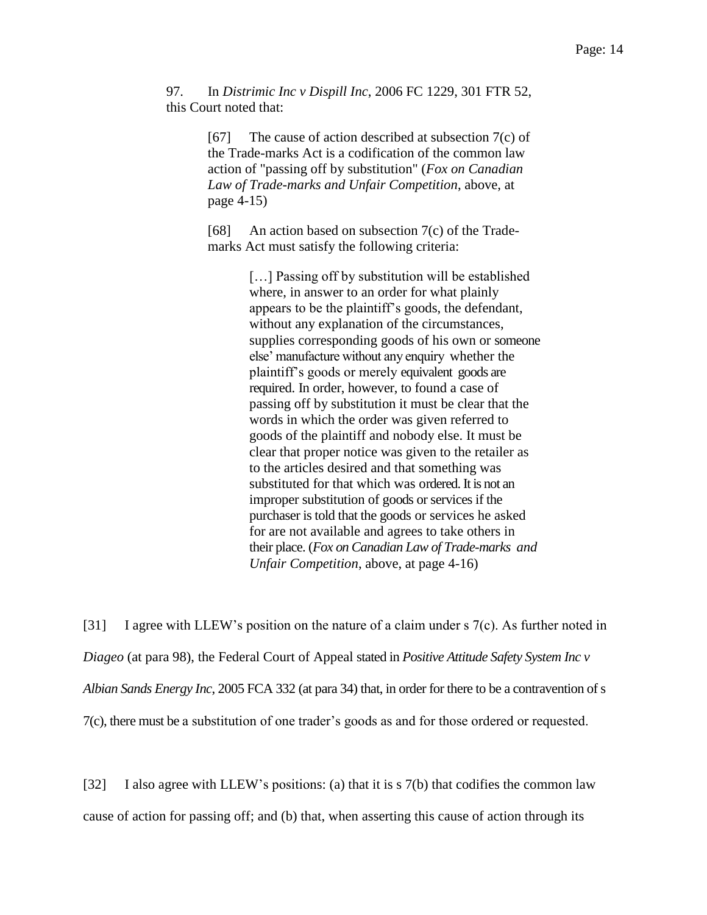> 97. In *Distrimic Inc v Dispill Inc*, 2006 FC 1229, 301 FTR 52, this Court noted that:
>
> > [67] The cause of action described at subsection 7(c) of the Trade-marks Act is a codification of the common law action of "passing off by substitution" (*Fox on Canadian Law of Trade-marks and Unfair Competition*, above, at page 4-15)
> >
> > [68] An action based on subsection 7(c) of the Trade-marks Act must satisfy the following criteria:
> >
> > > […] Passing off by substitution will be established where, in answer to an order for what plainly appears to be the plaintiff's goods, the defendant, without any explanation of the circumstances, supplies corresponding goods of his own or someone else' manufacture without any enquiry whether the plaintiff's goods or merely equivalent goods are required. In order, however, to found a case of passing off by substitution it must be clear that the words in which the order was given referred to goods of the plaintiff and nobody else. It must be clear that proper notice was given to the retailer as to the articles desired and that something was substituted for that which was ordered. It is not an improper substitution of goods or services if the purchaser is told that the goods or services he asked for are not available and agrees to take others in their place. (*Fox on Canadian Law of Trade-marks and Unfair Competition*, above, at page 4-16)

[31] I agree with LLEW's position on the nature of a claim under s 7(c). As further noted in *Diageo* (at para 98), the Federal Court of Appeal stated in *Positive Attitude Safety System Inc v Albian Sands Energy Inc*, 2005 FCA 332 (at para 34) that, in order for there to be a contravention of s 7(c), there must be a substitution of one trader's goods as and for those ordered or requested.

[32] I also agree with LLEW's positions: (a) that it is s 7(b) that codifies the common law cause of action for passing off; and (b) that, when asserting this cause of action through its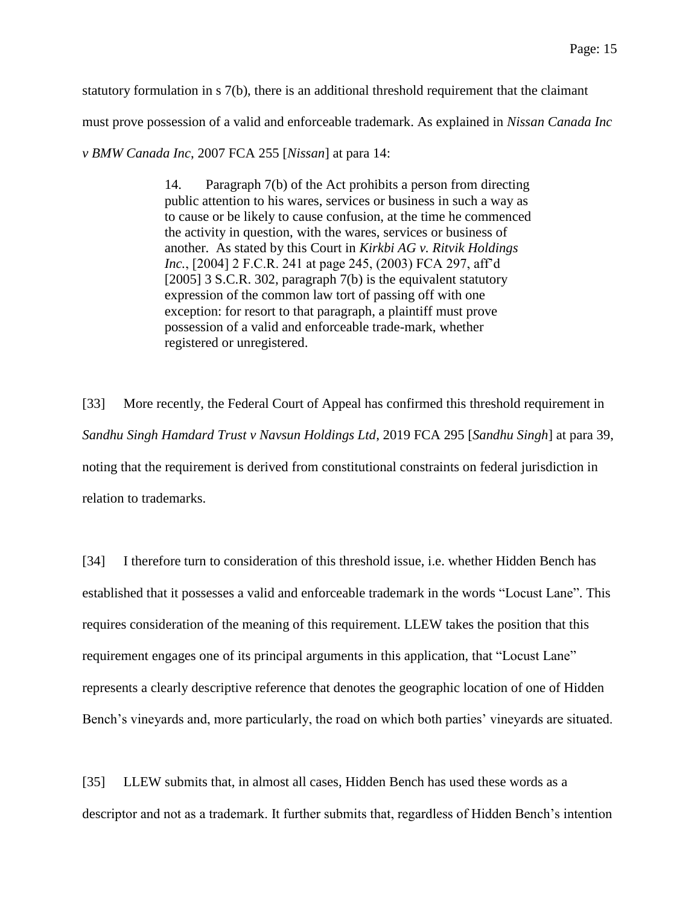statutory formulation in s 7(b), there is an additional threshold requirement that the claimant must prove possession of a valid and enforceable trademark. As explained in *Nissan Canada Inc v BMW Canada Inc*, 2007 FCA 255 [*Nissan*] at para 14:

> 14. Paragraph 7(b) of the Act prohibits a person from directing public attention to his wares, services or business in such a way as to cause or be likely to cause confusion, at the time he commenced the activity in question, with the wares, services or business of another. As stated by this Court in *Kirkbi AG v. Ritvik Holdings Inc.*, [2004] 2 F.C.R. 241 at page 245, (2003) FCA 297, aff'd [2005] 3 S.C.R. 302, paragraph 7(b) is the equivalent statutory expression of the common law tort of passing off with one exception: for resort to that paragraph, a plaintiff must prove possession of a valid and enforceable trade-mark, whether registered or unregistered.

[33] More recently, the Federal Court of Appeal has confirmed this threshold requirement in *Sandhu Singh Hamdard Trust v Navsun Holdings Ltd*, 2019 FCA 295 [*Sandhu Singh*] at para 39, noting that the requirement is derived from constitutional constraints on federal jurisdiction in relation to trademarks.

[34] I therefore turn to consideration of this threshold issue, i.e. whether Hidden Bench has established that it possesses a valid and enforceable trademark in the words "Locust Lane". This requires consideration of the meaning of this requirement. LLEW takes the position that this requirement engages one of its principal arguments in this application, that "Locust Lane" represents a clearly descriptive reference that denotes the geographic location of one of Hidden Bench's vineyards and, more particularly, the road on which both parties' vineyards are situated.

[35] LLEW submits that, in almost all cases, Hidden Bench has used these words as a descriptor and not as a trademark. It further submits that, regardless of Hidden Bench's intention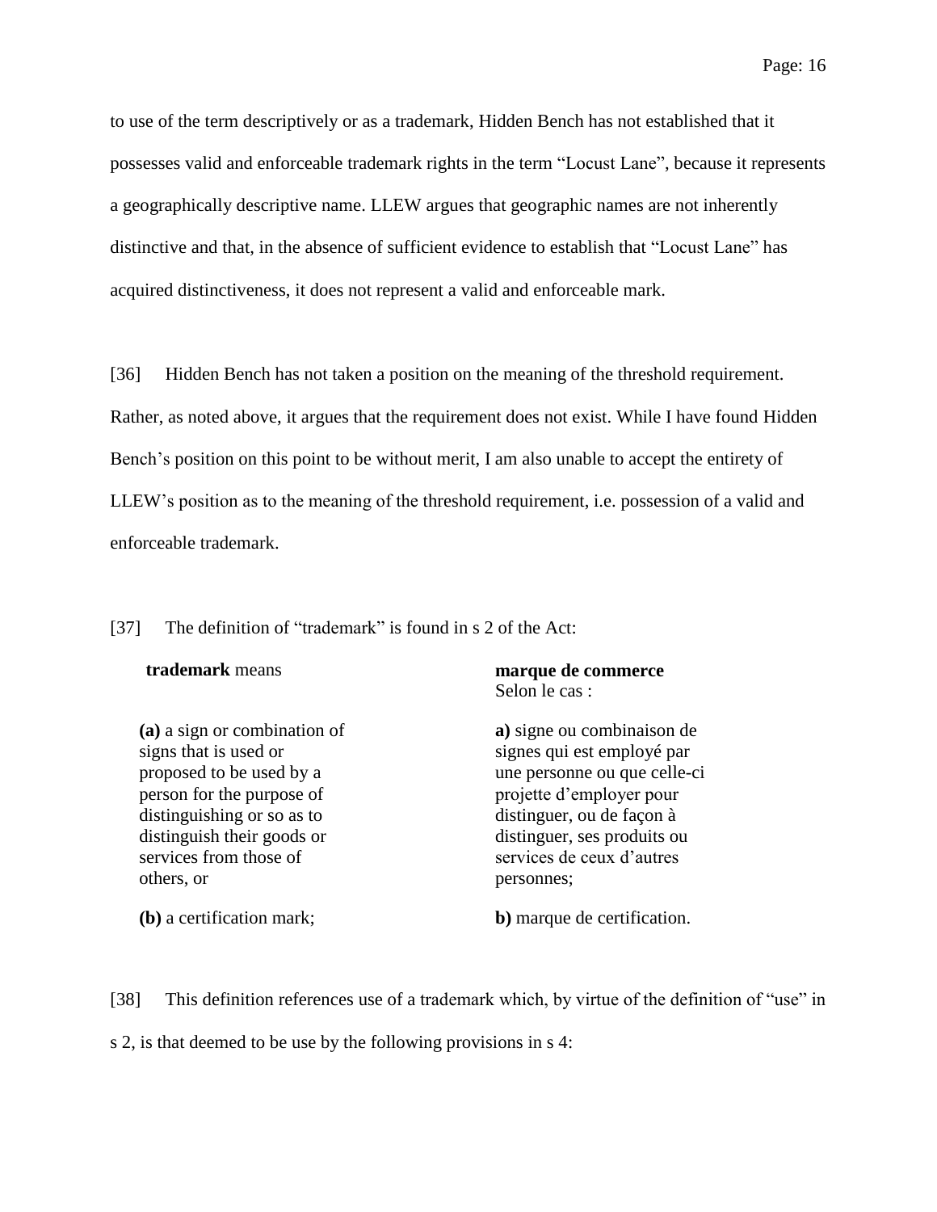to use of the term descriptively or as a trademark, Hidden Bench has not established that it possesses valid and enforceable trademark rights in the term "Locust Lane", because it represents a geographically descriptive name. LLEW argues that geographic names are not inherently distinctive and that, in the absence of sufficient evidence to establish that "Locust Lane" has acquired distinctiveness, it does not represent a valid and enforceable mark.

[36] Hidden Bench has not taken a position on the meaning of the threshold requirement. Rather, as noted above, it argues that the requirement does not exist. While I have found Hidden Bench's position on this point to be without merit, I am also unable to accept the entirety of LLEW's position as to the meaning of the threshold requirement, i.e. possession of a valid and enforceable trademark.

[37] The definition of "trademark" is found in s 2 of the Act:

| | |
|---|---|
| **trademark** means | **marque de commerce** Selon le cas : |
| **(a)** a sign or combination of signs that is used or proposed to be used by a person for the purpose of distinguishing or so as to distinguish their goods or services from those of others, or | **a)** signe ou combinaison de signes qui est employé par une personne ou que celle-ci projette d'employer pour distinguer, ou de façon à distinguer, ses produits ou services de ceux d'autres personnes; |
| **(b)** a certification mark; | **b)** marque de certification. |

[38] This definition references use of a trademark which, by virtue of the definition of "use" in s 2, is that deemed to be use by the following provisions in s 4: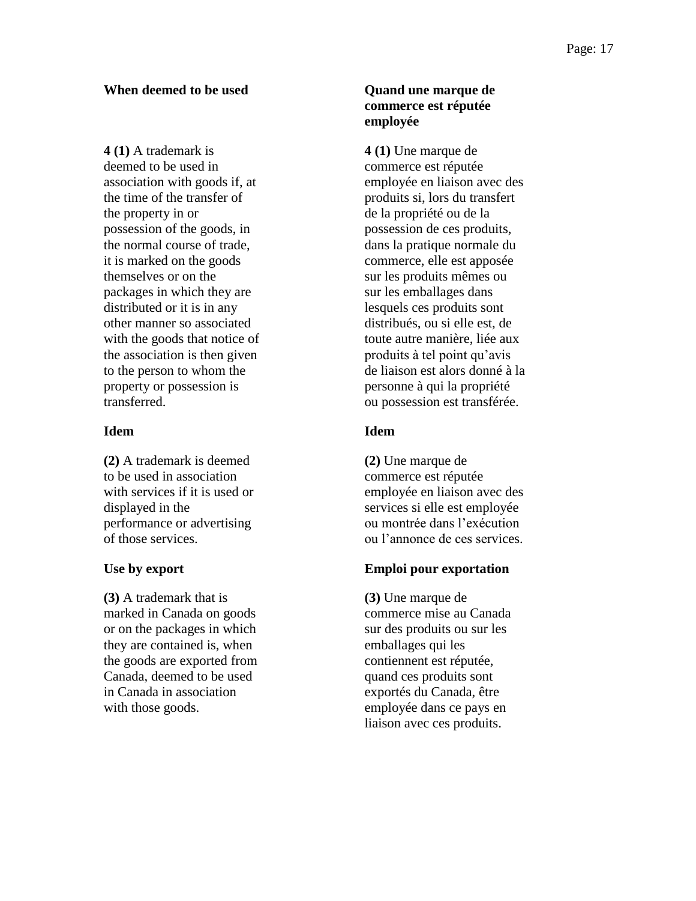**When deemed to be used**

**4 (1)** A trademark is deemed to be used in association with goods if, at the time of the transfer of the property in or possession of the goods, in the normal course of trade, it is marked on the goods themselves or on the packages in which they are distributed or it is in any other manner so associated with the goods that notice of the association is then given to the person to whom the property or possession is transferred.

**Idem**

**(2)** A trademark is deemed to be used in association with services if it is used or displayed in the performance or advertising of those services.

**Use by export**

**(3)** A trademark that is marked in Canada on goods or on the packages in which they are contained is, when the goods are exported from Canada, deemed to be used in Canada in association with those goods.

**Quand une marque de commerce est réputée employée**

**4 (1)** Une marque de commerce est réputée employée en liaison avec des produits si, lors du transfert de la propriété ou de la possession de ces produits, dans la pratique normale du commerce, elle est apposée sur les produits mêmes ou sur les emballages dans lesquels ces produits sont distribués, ou si elle est, de toute autre manière, liée aux produits à tel point qu'avis de liaison est alors donné à la personne à qui la propriété ou possession est transférée.

**Idem**

**(2)** Une marque de commerce est réputée employée en liaison avec des services si elle est employée ou montrée dans l'exécution ou l'annonce de ces services.

**Emploi pour exportation**

**(3)** Une marque de commerce mise au Canada sur des produits ou sur les emballages qui les contiennent est réputée, quand ces produits sont exportés du Canada, être employée dans ce pays en liaison avec ces produits.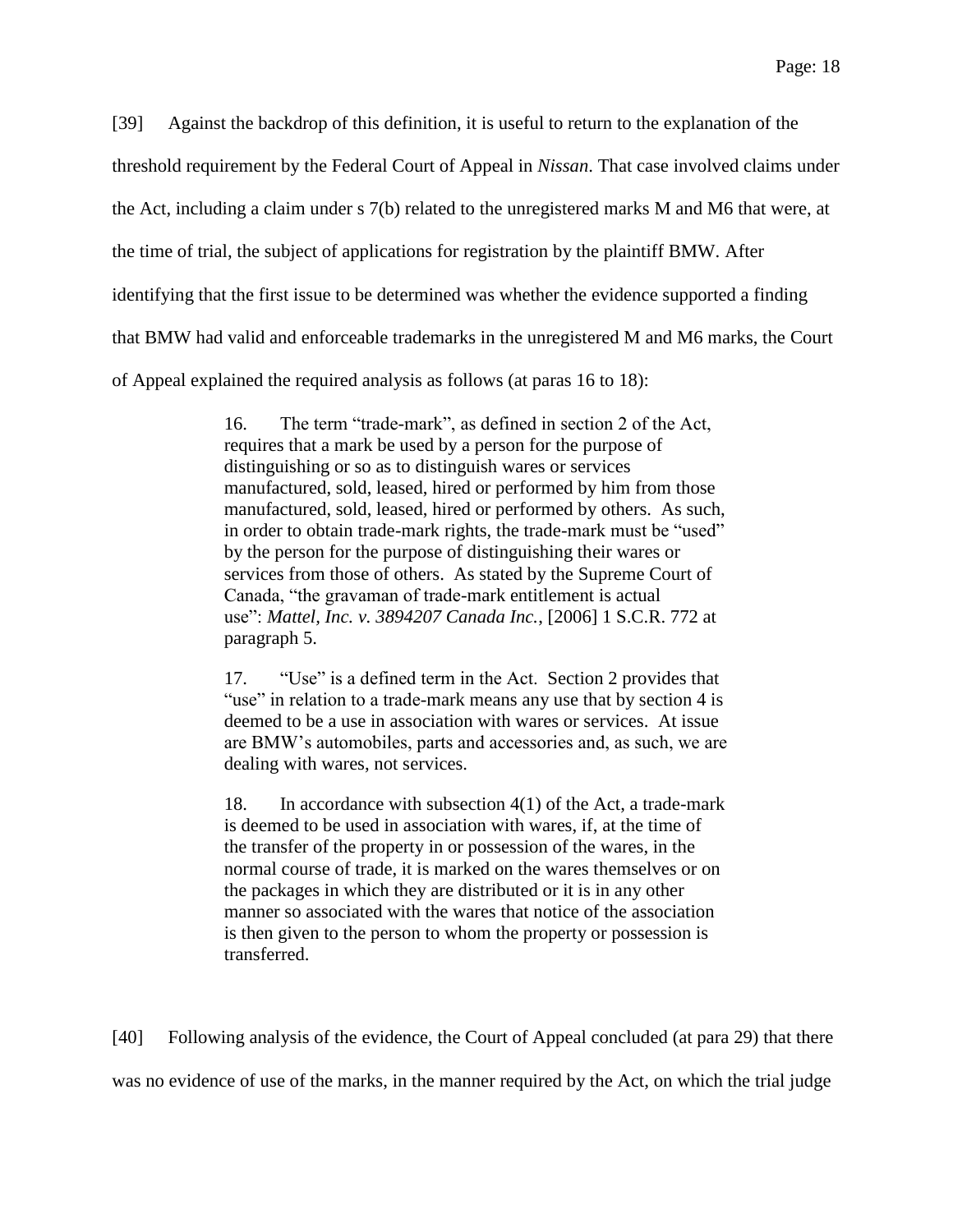[39] Against the backdrop of this definition, it is useful to return to the explanation of the threshold requirement by the Federal Court of Appeal in *Nissan*. That case involved claims under the Act, including a claim under s 7(b) related to the unregistered marks M and M6 that were, at the time of trial, the subject of applications for registration by the plaintiff BMW. After identifying that the first issue to be determined was whether the evidence supported a finding that BMW had valid and enforceable trademarks in the unregistered M and M6 marks, the Court of Appeal explained the required analysis as follows (at paras 16 to 18):

> 16. The term "trade-mark", as defined in section 2 of the Act, requires that a mark be used by a person for the purpose of distinguishing or so as to distinguish wares or services manufactured, sold, leased, hired or performed by him from those manufactured, sold, leased, hired or performed by others. As such, in order to obtain trade-mark rights, the trade-mark must be "used" by the person for the purpose of distinguishing their wares or services from those of others. As stated by the Supreme Court of Canada, "the gravaman of trade-mark entitlement is actual use": *Mattel, Inc. v. 3894207 Canada Inc.*, [2006] 1 S.C.R. 772 at paragraph 5.
>
> 17. "Use" is a defined term in the Act. Section 2 provides that "use" in relation to a trade-mark means any use that by section 4 is deemed to be a use in association with wares or services. At issue are BMW's automobiles, parts and accessories and, as such, we are dealing with wares, not services.
>
> 18. In accordance with subsection 4(1) of the Act, a trade-mark is deemed to be used in association with wares, if, at the time of the transfer of the property in or possession of the wares, in the normal course of trade, it is marked on the wares themselves or on the packages in which they are distributed or it is in any other manner so associated with the wares that notice of the association is then given to the person to whom the property or possession is transferred.

[40] Following analysis of the evidence, the Court of Appeal concluded (at para 29) that there was no evidence of use of the marks, in the manner required by the Act, on which the trial judge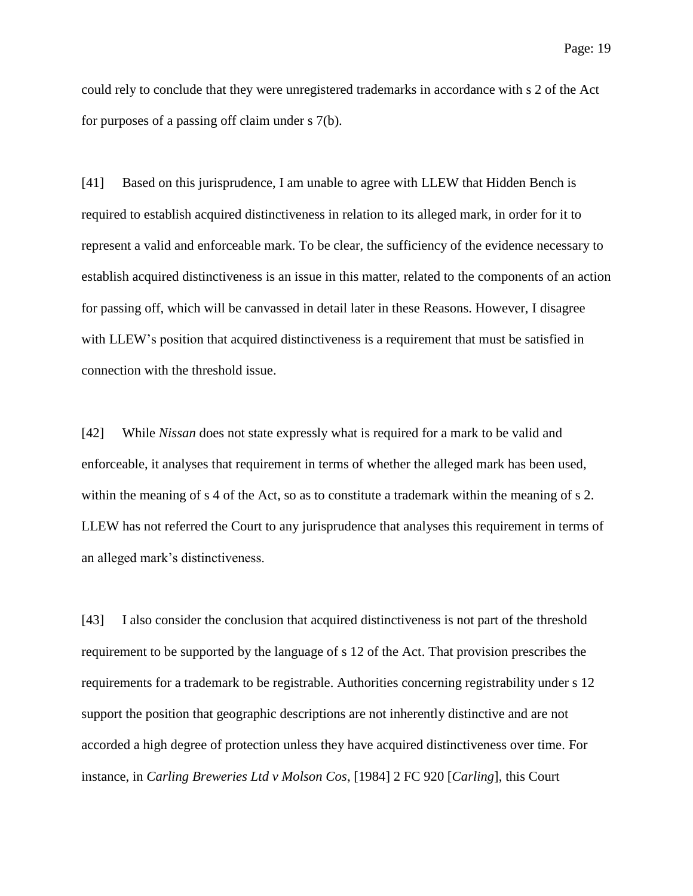could rely to conclude that they were unregistered trademarks in accordance with s 2 of the Act for purposes of a passing off claim under s 7(b).

[41] Based on this jurisprudence, I am unable to agree with LLEW that Hidden Bench is required to establish acquired distinctiveness in relation to its alleged mark, in order for it to represent a valid and enforceable mark. To be clear, the sufficiency of the evidence necessary to establish acquired distinctiveness is an issue in this matter, related to the components of an action for passing off, which will be canvassed in detail later in these Reasons. However, I disagree with LLEW's position that acquired distinctiveness is a requirement that must be satisfied in connection with the threshold issue.

[42] While *Nissan* does not state expressly what is required for a mark to be valid and enforceable, it analyses that requirement in terms of whether the alleged mark has been used, within the meaning of s 4 of the Act, so as to constitute a trademark within the meaning of s 2. LLEW has not referred the Court to any jurisprudence that analyses this requirement in terms of an alleged mark's distinctiveness.

[43] I also consider the conclusion that acquired distinctiveness is not part of the threshold requirement to be supported by the language of s 12 of the Act. That provision prescribes the requirements for a trademark to be registrable. Authorities concerning registrability under s 12 support the position that geographic descriptions are not inherently distinctive and are not accorded a high degree of protection unless they have acquired distinctiveness over time. For instance, in *Carling Breweries Ltd v Molson Cos*, [1984] 2 FC 920 [*Carling*], this Court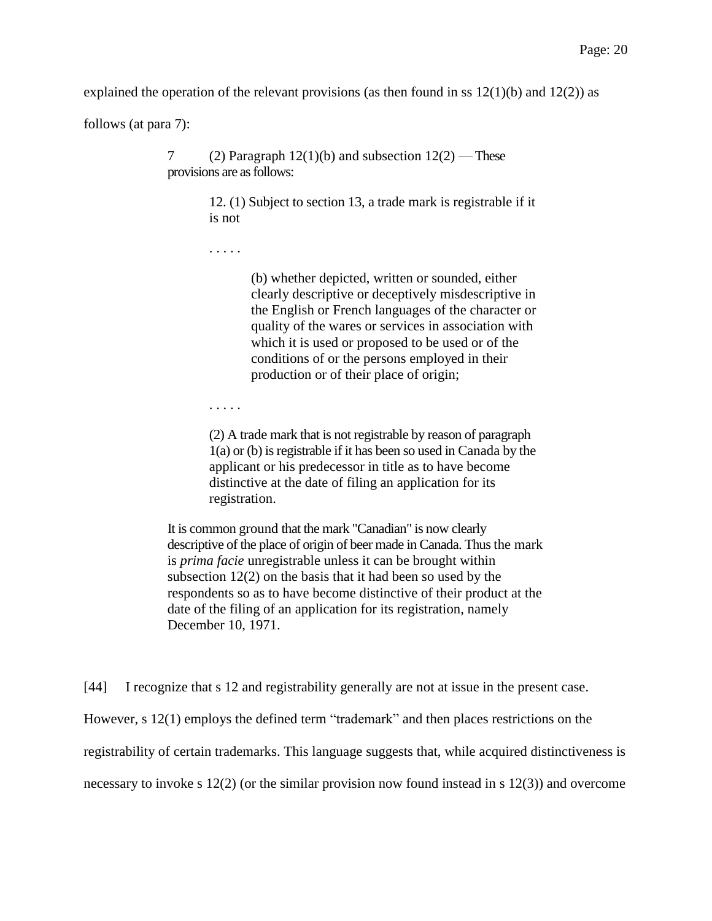explained the operation of the relevant provisions (as then found in ss 12(1)(b) and 12(2)) as follows (at para 7):

> 7 (2) Paragraph 12(1)(b) and subsection 12(2) — These provisions are as follows:
>
> > 12. (1) Subject to section 13, a trade mark is registrable if it is not
> >
> > . . . . .
> >
> > > (b) whether depicted, written or sounded, either clearly descriptive or deceptively misdescriptive in the English or French languages of the character or quality of the wares or services in association with which it is used or proposed to be used or of the conditions of or the persons employed in their production or of their place of origin;
> >
> > . . . . .
> >
> > (2) A trade mark that is not registrable by reason of paragraph 1(a) or (b) is registrable if it has been so used in Canada by the applicant or his predecessor in title as to have become distinctive at the date of filing an application for its registration.
>
> It is common ground that the mark "Canadian" is now clearly descriptive of the place of origin of beer made in Canada. Thus the mark is *prima facie* unregistrable unless it can be brought within subsection 12(2) on the basis that it had been so used by the respondents so as to have become distinctive of their product at the date of the filing of an application for its registration, namely December 10, 1971.

[44] I recognize that s 12 and registrability generally are not at issue in the present case. However, s 12(1) employs the defined term "trademark" and then places restrictions on the registrability of certain trademarks. This language suggests that, while acquired distinctiveness is necessary to invoke s 12(2) (or the similar provision now found instead in s 12(3)) and overcome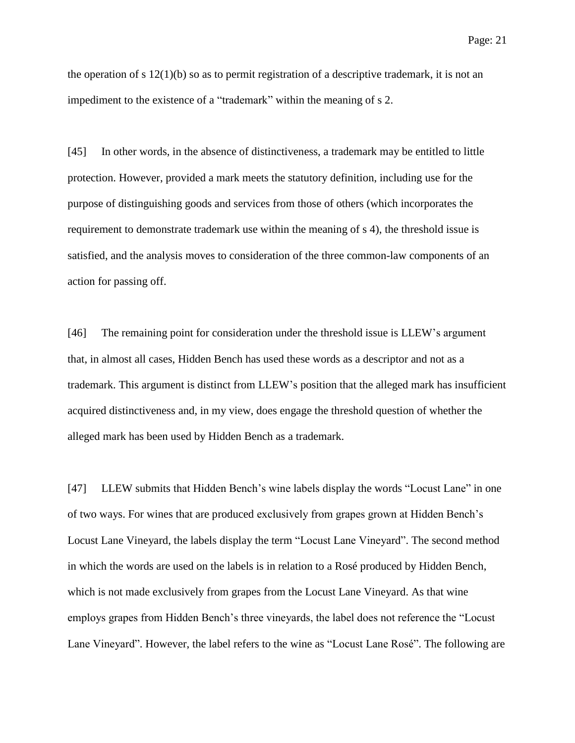the operation of s 12(1)(b) so as to permit registration of a descriptive trademark, it is not an impediment to the existence of a "trademark" within the meaning of s 2.

[45] In other words, in the absence of distinctiveness, a trademark may be entitled to little protection. However, provided a mark meets the statutory definition, including use for the purpose of distinguishing goods and services from those of others (which incorporates the requirement to demonstrate trademark use within the meaning of s 4), the threshold issue is satisfied, and the analysis moves to consideration of the three common-law components of an action for passing off.

[46] The remaining point for consideration under the threshold issue is LLEW's argument that, in almost all cases, Hidden Bench has used these words as a descriptor and not as a trademark. This argument is distinct from LLEW's position that the alleged mark has insufficient acquired distinctiveness and, in my view, does engage the threshold question of whether the alleged mark has been used by Hidden Bench as a trademark.

[47] LLEW submits that Hidden Bench's wine labels display the words "Locust Lane" in one of two ways. For wines that are produced exclusively from grapes grown at Hidden Bench's Locust Lane Vineyard, the labels display the term "Locust Lane Vineyard". The second method in which the words are used on the labels is in relation to a Rosé produced by Hidden Bench, which is not made exclusively from grapes from the Locust Lane Vineyard. As that wine employs grapes from Hidden Bench's three vineyards, the label does not reference the "Locust Lane Vineyard". However, the label refers to the wine as "Locust Lane Rosé". The following are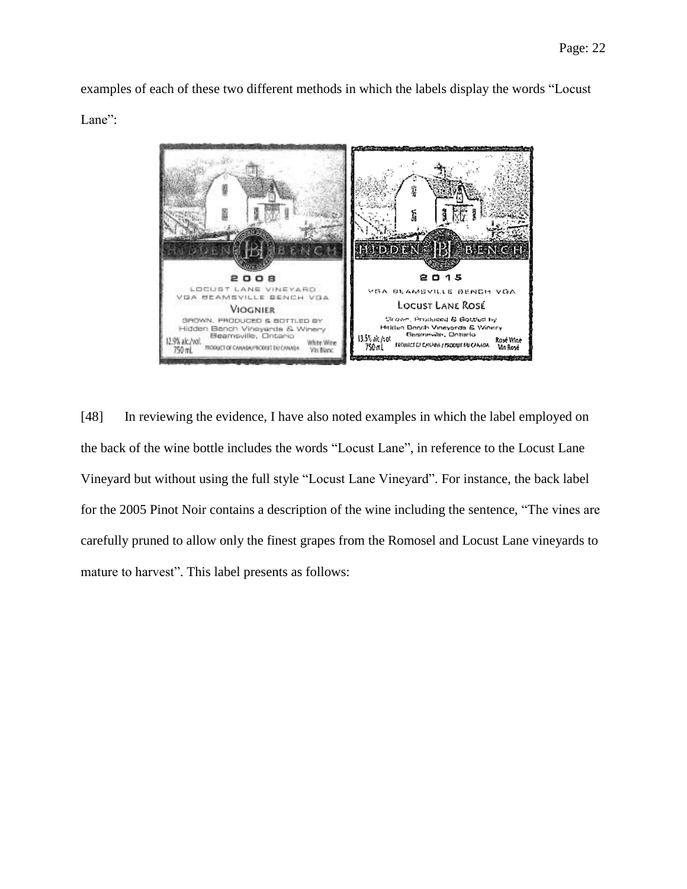examples of each of these two different methods in which the labels display the words “Locust Lane”:

[48] In reviewing the evidence, I have also noted examples in which the label employed on the back of the wine bottle includes the words “Locust Lane”, in reference to the Locust Lane Vineyard but without using the full style “Locust Lane Vineyard”. For instance, the back label for the 2005 Pinot Noir contains a description of the wine including the sentence, “The vines are carefully pruned to allow only the finest grapes from the Romosel and Locust Lane vineyards to mature to harvest”. This label presents as follows: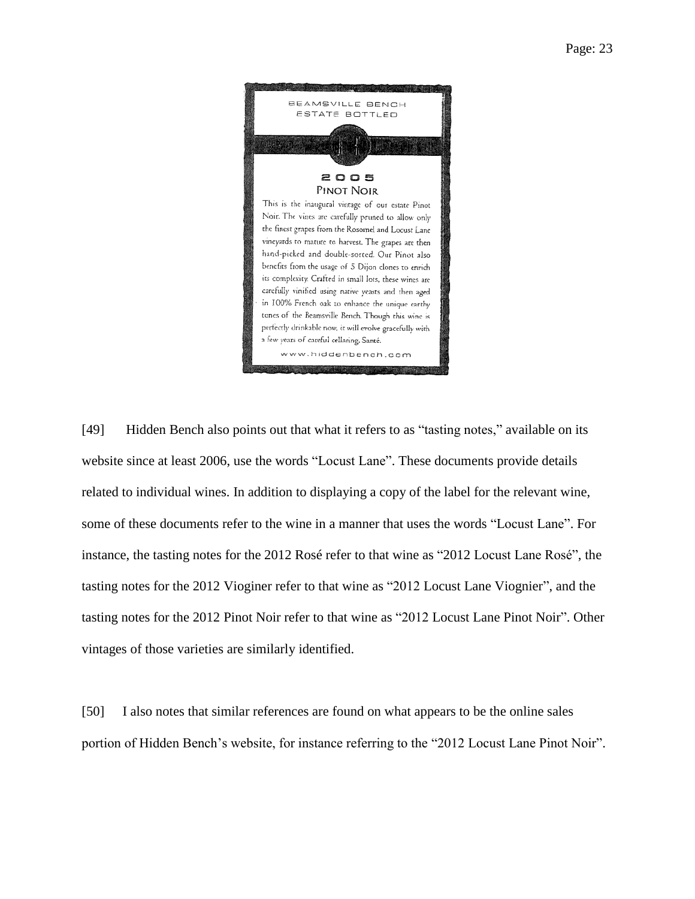BEAMSVILLE BENCH
ESTATE BOTTLED

2005
PINOT NOIR

This is the inaugural vintage of our estate Pinot Noir. The vines are carefully pruned to allow only the finest grapes from the Rosomel and Locust Lane vineyards to mature to harvest. The grapes are then hand-picked and double-sorted. Our Pinot also benefits from the usage of 5 Dijon clones to enrich its complexity. Crafted in small lots, these wines are carefully vinified using native yeasts and then aged in 100% French oak to enhance the unique earthy tones of the Beamsville Bench. Though this wine is perfectly drinkable now, it will evolve gracefully with a few years of careful cellaring. Santé.

www.hiddenbench.com

[49] Hidden Bench also points out that what it refers to as "tasting notes," available on its website since at least 2006, use the words "Locust Lane". These documents provide details related to individual wines. In addition to displaying a copy of the label for the relevant wine, some of these documents refer to the wine in a manner that uses the words "Locust Lane". For instance, the tasting notes for the 2012 Rosé refer to that wine as "2012 Locust Lane Rosé", the tasting notes for the 2012 Vioginer refer to that wine as "2012 Locust Lane Viognier", and the tasting notes for the 2012 Pinot Noir refer to that wine as "2012 Locust Lane Pinot Noir". Other vintages of those varieties are similarly identified.

[50] I also notes that similar references are found on what appears to be the online sales portion of Hidden Bench's website, for instance referring to the "2012 Locust Lane Pinot Noir".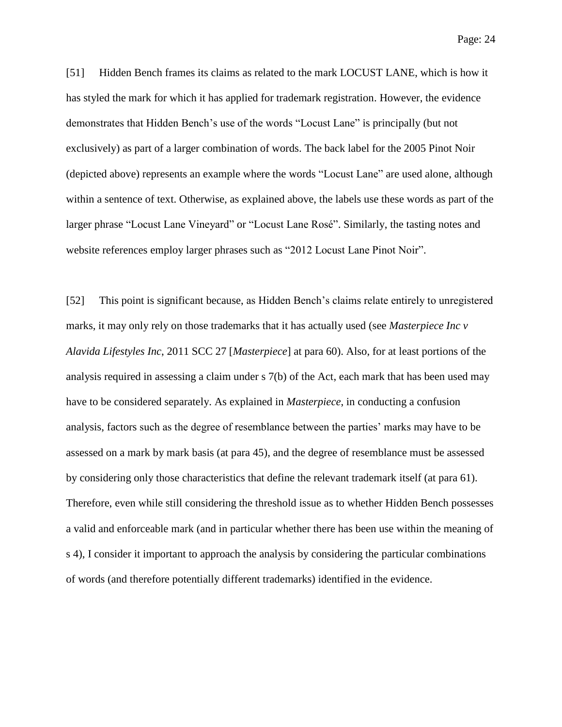[51] Hidden Bench frames its claims as related to the mark LOCUST LANE, which is how it has styled the mark for which it has applied for trademark registration. However, the evidence demonstrates that Hidden Bench's use of the words "Locust Lane" is principally (but not exclusively) as part of a larger combination of words. The back label for the 2005 Pinot Noir (depicted above) represents an example where the words "Locust Lane" are used alone, although within a sentence of text. Otherwise, as explained above, the labels use these words as part of the larger phrase "Locust Lane Vineyard" or "Locust Lane Rosé". Similarly, the tasting notes and website references employ larger phrases such as "2012 Locust Lane Pinot Noir".

[52] This point is significant because, as Hidden Bench's claims relate entirely to unregistered marks, it may only rely on those trademarks that it has actually used (see *Masterpiece Inc v Alavida Lifestyles Inc*, 2011 SCC 27 [*Masterpiece*] at para 60). Also, for at least portions of the analysis required in assessing a claim under s 7(b) of the Act, each mark that has been used may have to be considered separately. As explained in *Masterpiece*, in conducting a confusion analysis, factors such as the degree of resemblance between the parties' marks may have to be assessed on a mark by mark basis (at para 45), and the degree of resemblance must be assessed by considering only those characteristics that define the relevant trademark itself (at para 61). Therefore, even while still considering the threshold issue as to whether Hidden Bench possesses a valid and enforceable mark (and in particular whether there has been use within the meaning of s 4), I consider it important to approach the analysis by considering the particular combinations of words (and therefore potentially different trademarks) identified in the evidence.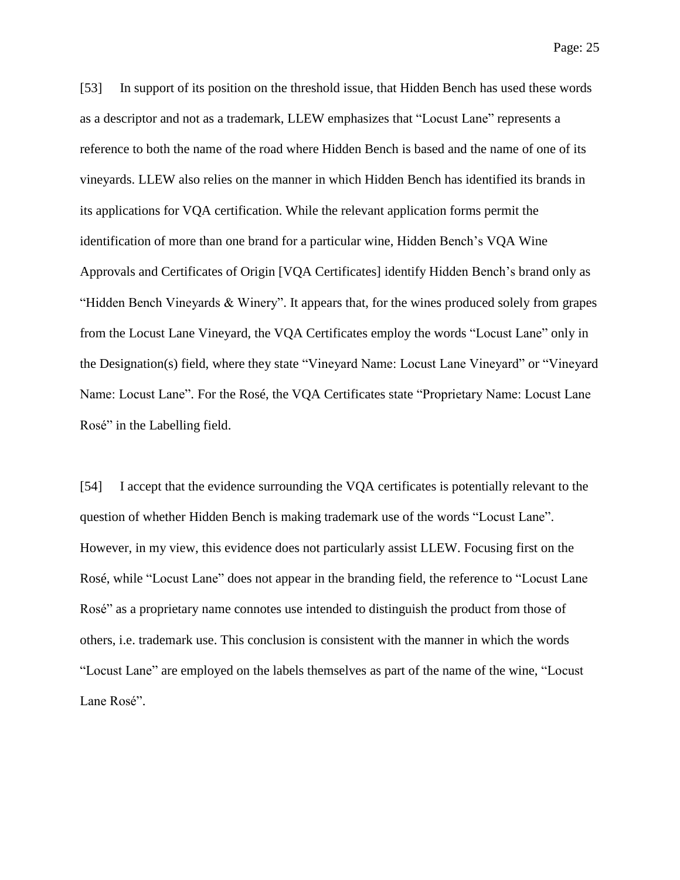[53] In support of its position on the threshold issue, that Hidden Bench has used these words as a descriptor and not as a trademark, LLEW emphasizes that "Locust Lane" represents a reference to both the name of the road where Hidden Bench is based and the name of one of its vineyards. LLEW also relies on the manner in which Hidden Bench has identified its brands in its applications for VQA certification. While the relevant application forms permit the identification of more than one brand for a particular wine, Hidden Bench's VQA Wine Approvals and Certificates of Origin [VQA Certificates] identify Hidden Bench's brand only as "Hidden Bench Vineyards & Winery". It appears that, for the wines produced solely from grapes from the Locust Lane Vineyard, the VQA Certificates employ the words "Locust Lane" only in the Designation(s) field, where they state "Vineyard Name: Locust Lane Vineyard" or "Vineyard Name: Locust Lane". For the Rosé, the VQA Certificates state "Proprietary Name: Locust Lane Rosé" in the Labelling field.

[54] I accept that the evidence surrounding the VQA certificates is potentially relevant to the question of whether Hidden Bench is making trademark use of the words "Locust Lane". However, in my view, this evidence does not particularly assist LLEW. Focusing first on the Rosé, while "Locust Lane" does not appear in the branding field, the reference to "Locust Lane Rosé" as a proprietary name connotes use intended to distinguish the product from those of others, i.e. trademark use. This conclusion is consistent with the manner in which the words "Locust Lane" are employed on the labels themselves as part of the name of the wine, "Locust Lane Rosé".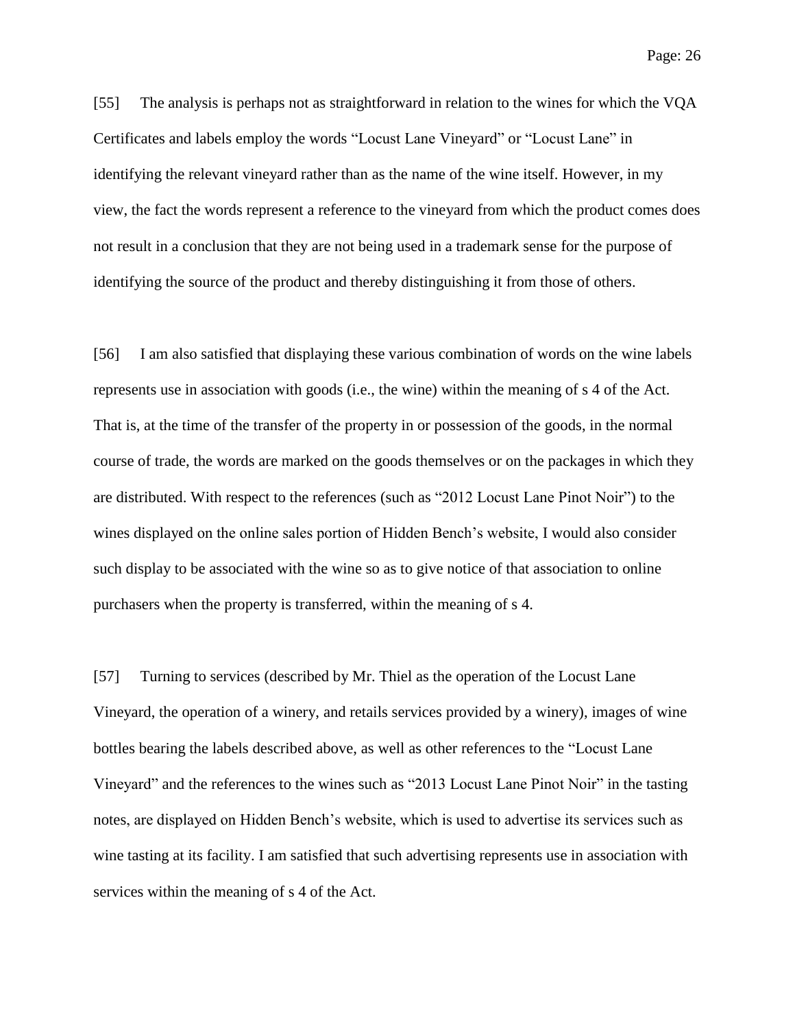[55] The analysis is perhaps not as straightforward in relation to the wines for which the VQA Certificates and labels employ the words “Locust Lane Vineyard” or “Locust Lane” in identifying the relevant vineyard rather than as the name of the wine itself. However, in my view, the fact the words represent a reference to the vineyard from which the product comes does not result in a conclusion that they are not being used in a trademark sense for the purpose of identifying the source of the product and thereby distinguishing it from those of others.

[56] I am also satisfied that displaying these various combination of words on the wine labels represents use in association with goods (i.e., the wine) within the meaning of s 4 of the Act. That is, at the time of the transfer of the property in or possession of the goods, in the normal course of trade, the words are marked on the goods themselves or on the packages in which they are distributed. With respect to the references (such as “2012 Locust Lane Pinot Noir”) to the wines displayed on the online sales portion of Hidden Bench’s website, I would also consider such display to be associated with the wine so as to give notice of that association to online purchasers when the property is transferred, within the meaning of s 4.

[57] Turning to services (described by Mr. Thiel as the operation of the Locust Lane Vineyard, the operation of a winery, and retails services provided by a winery), images of wine bottles bearing the labels described above, as well as other references to the “Locust Lane Vineyard” and the references to the wines such as “2013 Locust Lane Pinot Noir” in the tasting notes, are displayed on Hidden Bench’s website, which is used to advertise its services such as wine tasting at its facility. I am satisfied that such advertising represents use in association with services within the meaning of s 4 of the Act.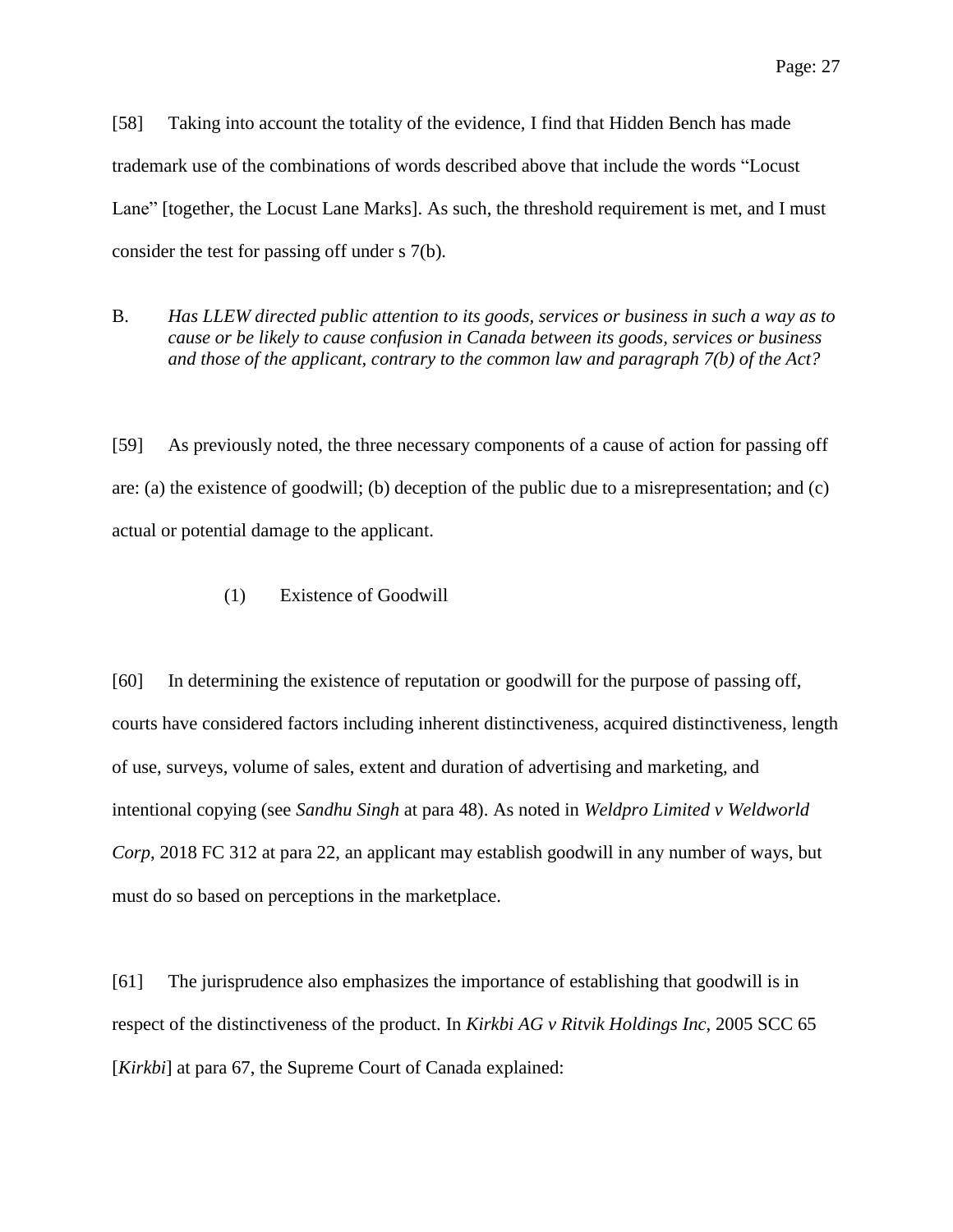[58] Taking into account the totality of the evidence, I find that Hidden Bench has made trademark use of the combinations of words described above that include the words "Locust Lane" [together, the Locust Lane Marks]. As such, the threshold requirement is met, and I must consider the test for passing off under s 7(b).

B. *Has LLEW directed public attention to its goods, services or business in such a way as to cause or be likely to cause confusion in Canada between its goods, services or business and those of the applicant, contrary to the common law and paragraph 7(b) of the Act?*

[59] As previously noted, the three necessary components of a cause of action for passing off are: (a) the existence of goodwill; (b) deception of the public due to a misrepresentation; and (c) actual or potential damage to the applicant.

(1) Existence of Goodwill

[60] In determining the existence of reputation or goodwill for the purpose of passing off, courts have considered factors including inherent distinctiveness, acquired distinctiveness, length of use, surveys, volume of sales, extent and duration of advertising and marketing, and intentional copying (see *Sandhu Singh* at para 48). As noted in *Weldpro Limited v Weldworld Corp*, 2018 FC 312 at para 22, an applicant may establish goodwill in any number of ways, but must do so based on perceptions in the marketplace.

[61] The jurisprudence also emphasizes the importance of establishing that goodwill is in respect of the distinctiveness of the product. In *Kirkbi AG v Ritvik Holdings Inc*, 2005 SCC 65 [*Kirkbi*] at para 67, the Supreme Court of Canada explained: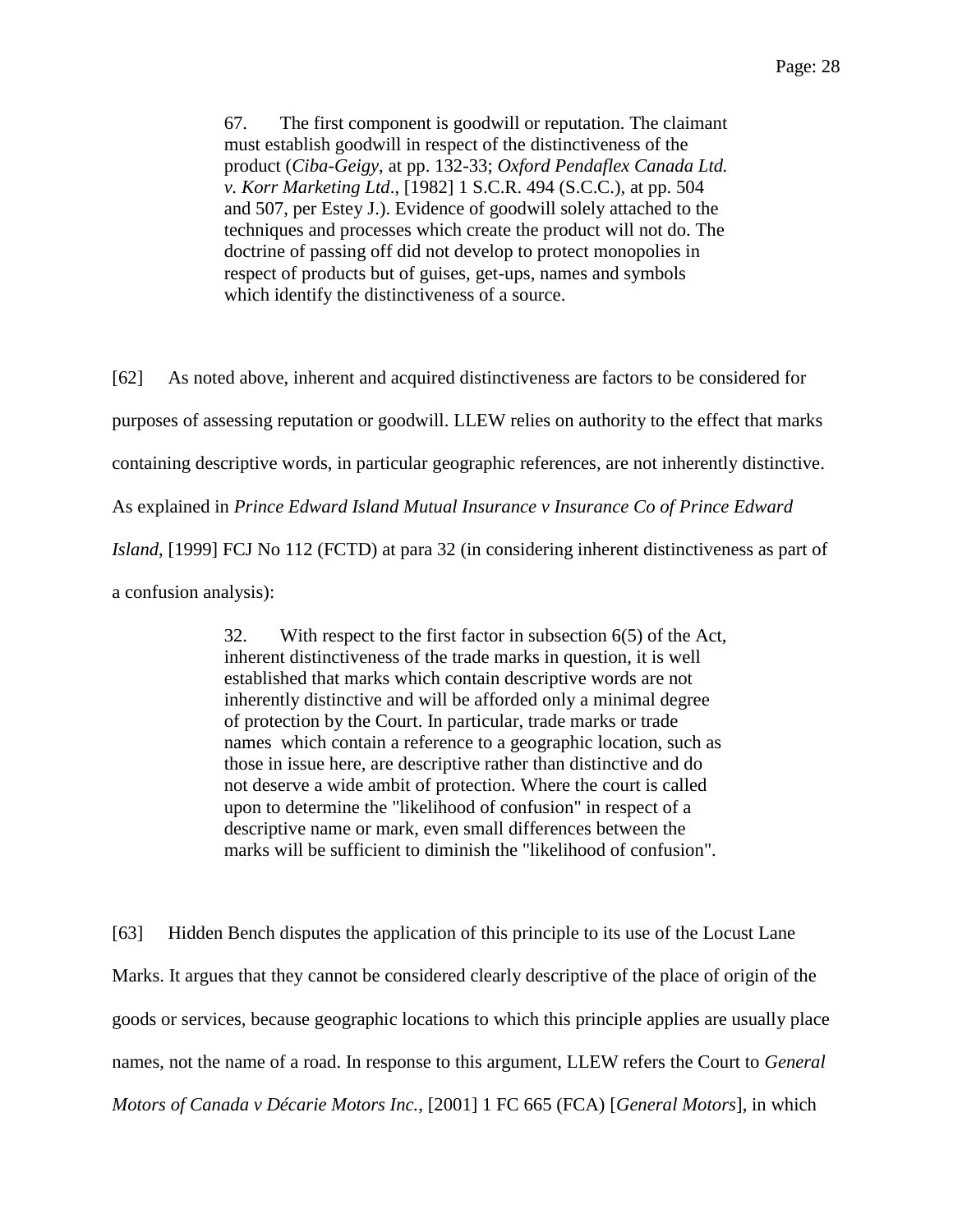> 67. The first component is goodwill or reputation. The claimant must establish goodwill in respect of the distinctiveness of the product (*Ciba-Geigy*, at pp. 132-33; *Oxford Pendaflex Canada Ltd. v. Korr Marketing Ltd*., [1982] 1 S.C.R. 494 (S.C.C.), at pp. 504 and 507, per Estey J.). Evidence of goodwill solely attached to the techniques and processes which create the product will not do. The doctrine of passing off did not develop to protect monopolies in respect of products but of guises, get-ups, names and symbols which identify the distinctiveness of a source.

[62] As noted above, inherent and acquired distinctiveness are factors to be considered for purposes of assessing reputation or goodwill. LLEW relies on authority to the effect that marks containing descriptive words, in particular geographic references, are not inherently distinctive. As explained in *Prince Edward Island Mutual Insurance v Insurance Co of Prince Edward Island*, [1999] FCJ No 112 (FCTD) at para 32 (in considering inherent distinctiveness as part of a confusion analysis):

> 32. With respect to the first factor in subsection 6(5) of the Act, inherent distinctiveness of the trade marks in question, it is well established that marks which contain descriptive words are not inherently distinctive and will be afforded only a minimal degree of protection by the Court. In particular, trade marks or trade names which contain a reference to a geographic location, such as those in issue here, are descriptive rather than distinctive and do not deserve a wide ambit of protection. Where the court is called upon to determine the "likelihood of confusion" in respect of a descriptive name or mark, even small differences between the marks will be sufficient to diminish the "likelihood of confusion".

[63] Hidden Bench disputes the application of this principle to its use of the Locust Lane Marks. It argues that they cannot be considered clearly descriptive of the place of origin of the goods or services, because geographic locations to which this principle applies are usually place names, not the name of a road. In response to this argument, LLEW refers the Court to *General Motors of Canada v Décarie Motors Inc.*, [2001] 1 FC 665 (FCA) [*General Motors*], in which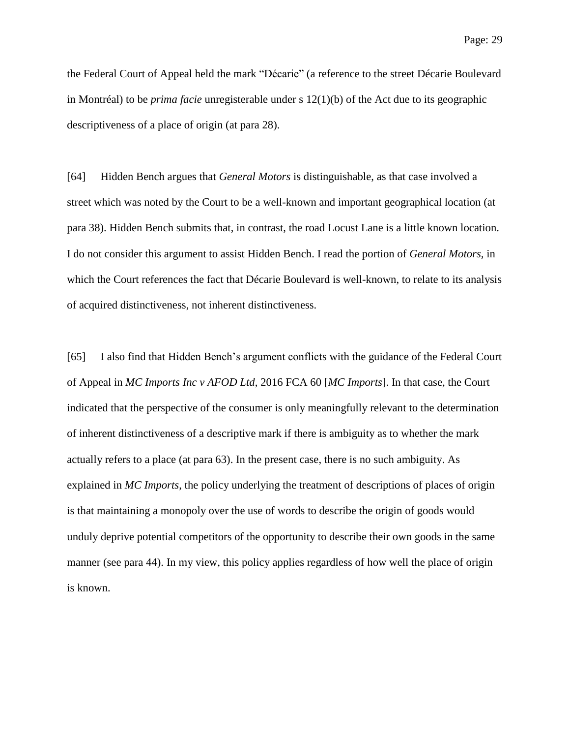the Federal Court of Appeal held the mark “Décarie” (a reference to the street Décarie Boulevard in Montréal) to be *prima facie* unregisterable under s 12(1)(b) of the Act due to its geographic descriptiveness of a place of origin (at para 28).

[64] Hidden Bench argues that *General Motors* is distinguishable, as that case involved a street which was noted by the Court to be a well-known and important geographical location (at para 38). Hidden Bench submits that, in contrast, the road Locust Lane is a little known location. I do not consider this argument to assist Hidden Bench. I read the portion of *General Motors*, in which the Court references the fact that Décarie Boulevard is well-known, to relate to its analysis of acquired distinctiveness, not inherent distinctiveness.

[65] I also find that Hidden Bench’s argument conflicts with the guidance of the Federal Court of Appeal in *MC Imports Inc v AFOD Ltd*, 2016 FCA 60 [*MC Imports*]. In that case, the Court indicated that the perspective of the consumer is only meaningfully relevant to the determination of inherent distinctiveness of a descriptive mark if there is ambiguity as to whether the mark actually refers to a place (at para 63). In the present case, there is no such ambiguity. As explained in *MC Imports*, the policy underlying the treatment of descriptions of places of origin is that maintaining a monopoly over the use of words to describe the origin of goods would unduly deprive potential competitors of the opportunity to describe their own goods in the same manner (see para 44). In my view, this policy applies regardless of how well the place of origin is known.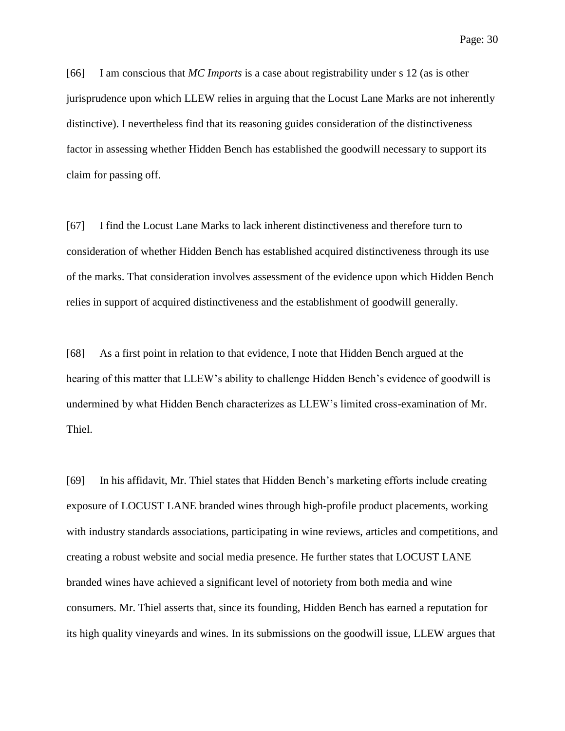[66] I am conscious that *MC Imports* is a case about registrability under s 12 (as is other jurisprudence upon which LLEW relies in arguing that the Locust Lane Marks are not inherently distinctive). I nevertheless find that its reasoning guides consideration of the distinctiveness factor in assessing whether Hidden Bench has established the goodwill necessary to support its claim for passing off.

[67] I find the Locust Lane Marks to lack inherent distinctiveness and therefore turn to consideration of whether Hidden Bench has established acquired distinctiveness through its use of the marks. That consideration involves assessment of the evidence upon which Hidden Bench relies in support of acquired distinctiveness and the establishment of goodwill generally.

[68] As a first point in relation to that evidence, I note that Hidden Bench argued at the hearing of this matter that LLEW's ability to challenge Hidden Bench's evidence of goodwill is undermined by what Hidden Bench characterizes as LLEW's limited cross-examination of Mr. Thiel.

[69] In his affidavit, Mr. Thiel states that Hidden Bench's marketing efforts include creating exposure of LOCUST LANE branded wines through high-profile product placements, working with industry standards associations, participating in wine reviews, articles and competitions, and creating a robust website and social media presence. He further states that LOCUST LANE branded wines have achieved a significant level of notoriety from both media and wine consumers. Mr. Thiel asserts that, since its founding, Hidden Bench has earned a reputation for its high quality vineyards and wines. In its submissions on the goodwill issue, LLEW argues that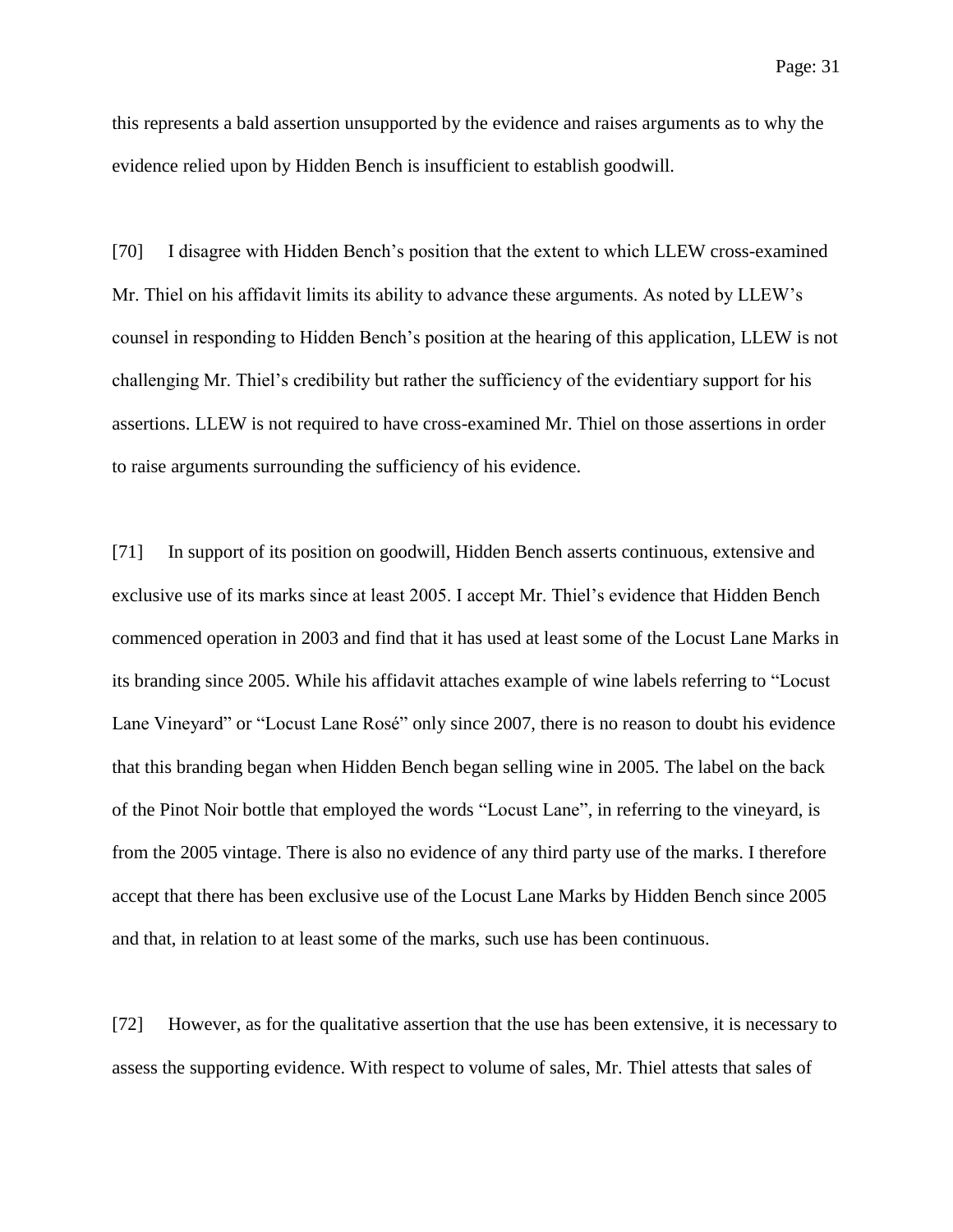this represents a bald assertion unsupported by the evidence and raises arguments as to why the evidence relied upon by Hidden Bench is insufficient to establish goodwill.

[70] I disagree with Hidden Bench's position that the extent to which LLEW cross-examined Mr. Thiel on his affidavit limits its ability to advance these arguments. As noted by LLEW's counsel in responding to Hidden Bench's position at the hearing of this application, LLEW is not challenging Mr. Thiel's credibility but rather the sufficiency of the evidentiary support for his assertions. LLEW is not required to have cross-examined Mr. Thiel on those assertions in order to raise arguments surrounding the sufficiency of his evidence.

[71] In support of its position on goodwill, Hidden Bench asserts continuous, extensive and exclusive use of its marks since at least 2005. I accept Mr. Thiel's evidence that Hidden Bench commenced operation in 2003 and find that it has used at least some of the Locust Lane Marks in its branding since 2005. While his affidavit attaches example of wine labels referring to "Locust Lane Vineyard" or "Locust Lane Rosé" only since 2007, there is no reason to doubt his evidence that this branding began when Hidden Bench began selling wine in 2005. The label on the back of the Pinot Noir bottle that employed the words "Locust Lane", in referring to the vineyard, is from the 2005 vintage. There is also no evidence of any third party use of the marks. I therefore accept that there has been exclusive use of the Locust Lane Marks by Hidden Bench since 2005 and that, in relation to at least some of the marks, such use has been continuous.

[72] However, as for the qualitative assertion that the use has been extensive, it is necessary to assess the supporting evidence. With respect to volume of sales, Mr. Thiel attests that sales of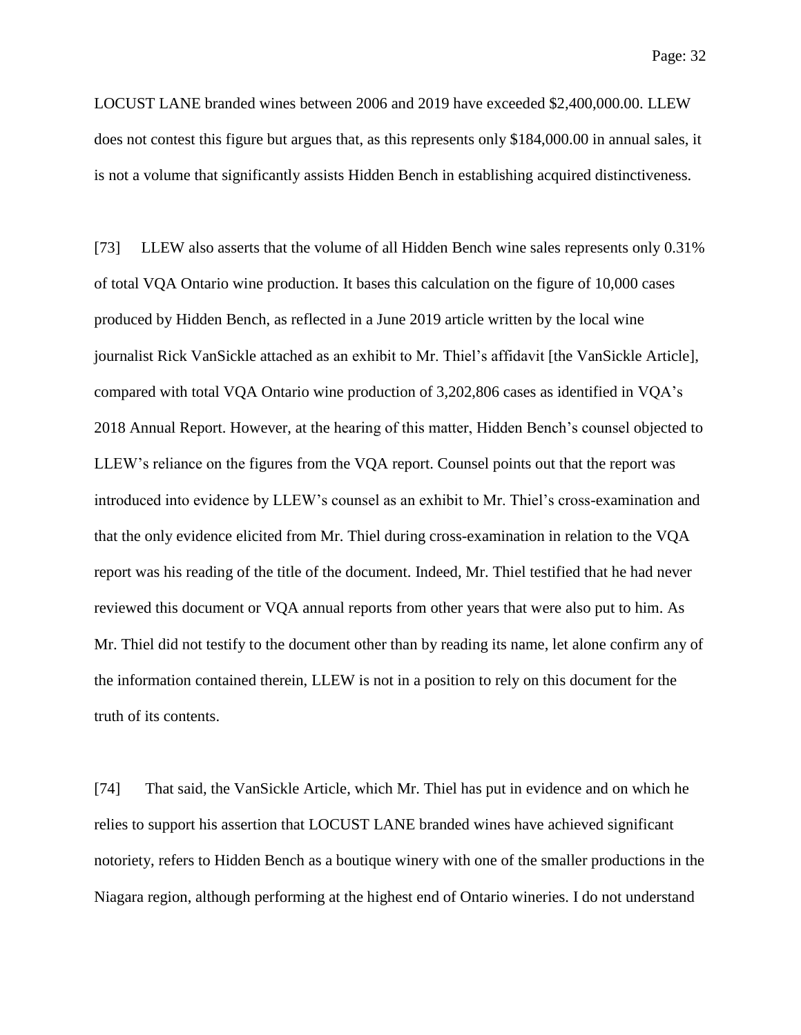LOCUST LANE branded wines between 2006 and 2019 have exceeded $2,400,000.00. LLEW does not contest this figure but argues that, as this represents only $184,000.00 in annual sales, it is not a volume that significantly assists Hidden Bench in establishing acquired distinctiveness.

[73] LLEW also asserts that the volume of all Hidden Bench wine sales represents only 0.31% of total VQA Ontario wine production. It bases this calculation on the figure of 10,000 cases produced by Hidden Bench, as reflected in a June 2019 article written by the local wine journalist Rick VanSickle attached as an exhibit to Mr. Thiel's affidavit [the VanSickle Article], compared with total VQA Ontario wine production of 3,202,806 cases as identified in VQA's 2018 Annual Report. However, at the hearing of this matter, Hidden Bench's counsel objected to LLEW's reliance on the figures from the VQA report. Counsel points out that the report was introduced into evidence by LLEW's counsel as an exhibit to Mr. Thiel's cross-examination and that the only evidence elicited from Mr. Thiel during cross-examination in relation to the VQA report was his reading of the title of the document. Indeed, Mr. Thiel testified that he had never reviewed this document or VQA annual reports from other years that were also put to him. As Mr. Thiel did not testify to the document other than by reading its name, let alone confirm any of the information contained therein, LLEW is not in a position to rely on this document for the truth of its contents.

[74] That said, the VanSickle Article, which Mr. Thiel has put in evidence and on which he relies to support his assertion that LOCUST LANE branded wines have achieved significant notoriety, refers to Hidden Bench as a boutique winery with one of the smaller productions in the Niagara region, although performing at the highest end of Ontario wineries. I do not understand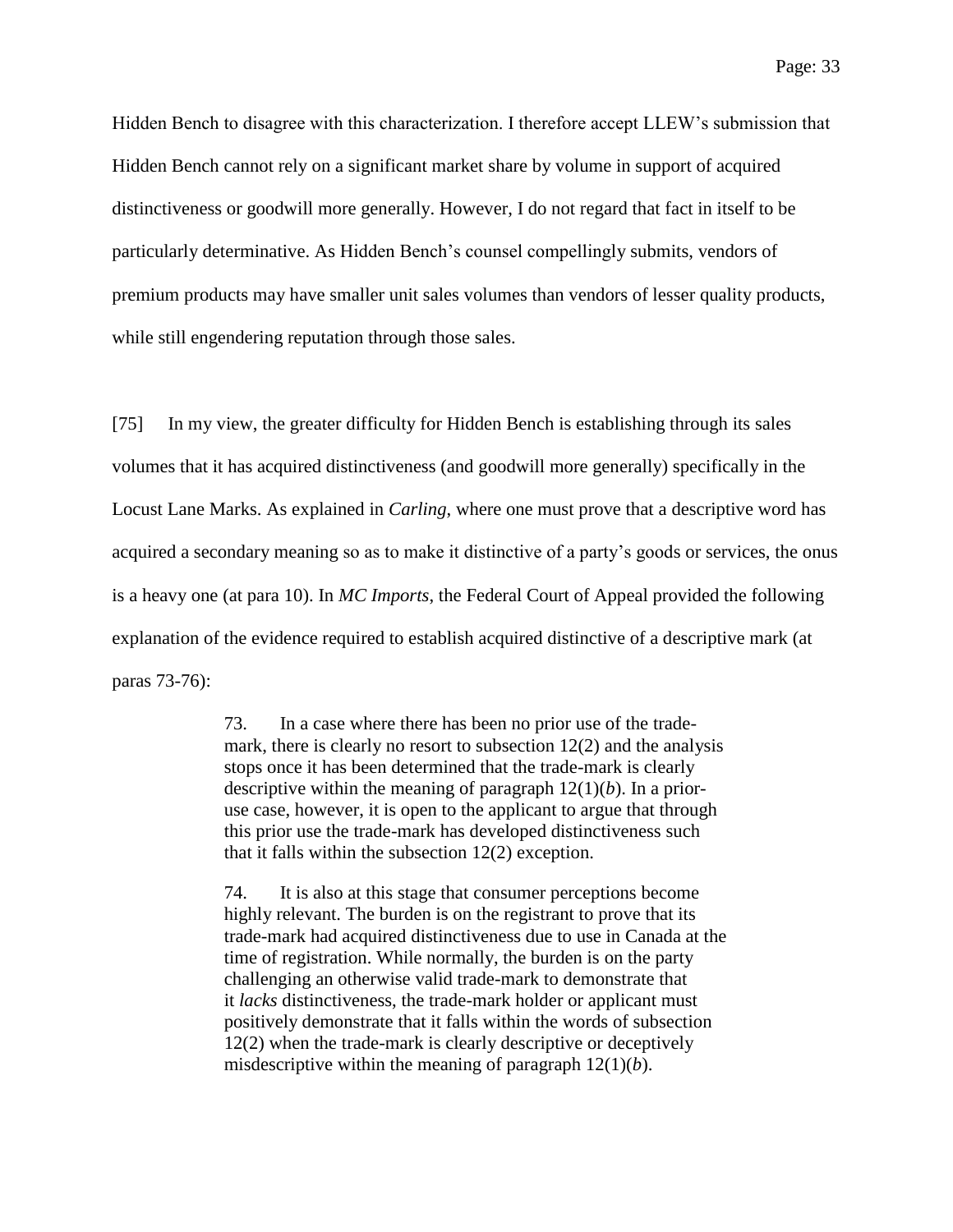Hidden Bench to disagree with this characterization. I therefore accept LLEW's submission that Hidden Bench cannot rely on a significant market share by volume in support of acquired distinctiveness or goodwill more generally. However, I do not regard that fact in itself to be particularly determinative. As Hidden Bench's counsel compellingly submits, vendors of premium products may have smaller unit sales volumes than vendors of lesser quality products, while still engendering reputation through those sales.

[75] In my view, the greater difficulty for Hidden Bench is establishing through its sales volumes that it has acquired distinctiveness (and goodwill more generally) specifically in the Locust Lane Marks. As explained in *Carling*, where one must prove that a descriptive word has acquired a secondary meaning so as to make it distinctive of a party's goods or services, the onus is a heavy one (at para 10). In *MC Imports*, the Federal Court of Appeal provided the following explanation of the evidence required to establish acquired distinctive of a descriptive mark (at paras 73-76):

> 73. In a case where there has been no prior use of the trade-mark, there is clearly no resort to subsection 12(2) and the analysis stops once it has been determined that the trade-mark is clearly descriptive within the meaning of paragraph 12(1)(*b*). In a prior-use case, however, it is open to the applicant to argue that through this prior use the trade-mark has developed distinctiveness such that it falls within the subsection 12(2) exception.
>
> 74. It is also at this stage that consumer perceptions become highly relevant. The burden is on the registrant to prove that its trade-mark had acquired distinctiveness due to use in Canada at the time of registration. While normally, the burden is on the party challenging an otherwise valid trade-mark to demonstrate that it *lacks* distinctiveness, the trade-mark holder or applicant must positively demonstrate that it falls within the words of subsection 12(2) when the trade-mark is clearly descriptive or deceptively misdescriptive within the meaning of paragraph 12(1)(*b*).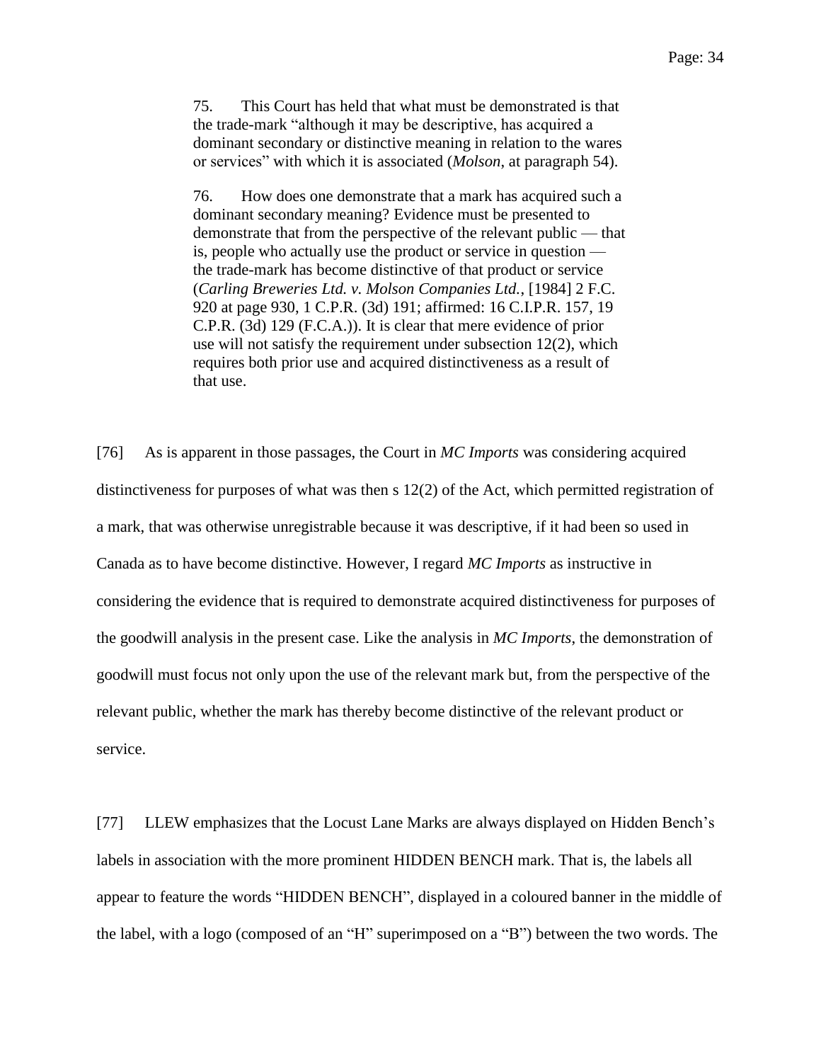> 75. This Court has held that what must be demonstrated is that the trade-mark "although it may be descriptive, has acquired a dominant secondary or distinctive meaning in relation to the wares or services" with which it is associated (*Molson*, at paragraph 54).
>
> 76. How does one demonstrate that a mark has acquired such a dominant secondary meaning? Evidence must be presented to demonstrate that from the perspective of the relevant public — that is, people who actually use the product or service in question — the trade-mark has become distinctive of that product or service (*Carling Breweries Ltd. v. Molson Companies Ltd.*, [1984] 2 F.C. 920 at page 930, 1 C.P.R. (3d) 191; affirmed: 16 C.I.P.R. 157, 19 C.P.R. (3d) 129 (F.C.A.)). It is clear that mere evidence of prior use will not satisfy the requirement under subsection 12(2), which requires both prior use and acquired distinctiveness as a result of that use.

[76] As is apparent in those passages, the Court in *MC Imports* was considering acquired distinctiveness for purposes of what was then s 12(2) of the Act, which permitted registration of a mark, that was otherwise unregistrable because it was descriptive, if it had been so used in Canada as to have become distinctive. However, I regard *MC Imports* as instructive in considering the evidence that is required to demonstrate acquired distinctiveness for purposes of the goodwill analysis in the present case. Like the analysis in *MC Imports*, the demonstration of goodwill must focus not only upon the use of the relevant mark but, from the perspective of the relevant public, whether the mark has thereby become distinctive of the relevant product or service.

[77] LLEW emphasizes that the Locust Lane Marks are always displayed on Hidden Bench's labels in association with the more prominent HIDDEN BENCH mark. That is, the labels all appear to feature the words "HIDDEN BENCH", displayed in a coloured banner in the middle of the label, with a logo (composed of an "H" superimposed on a "B") between the two words. The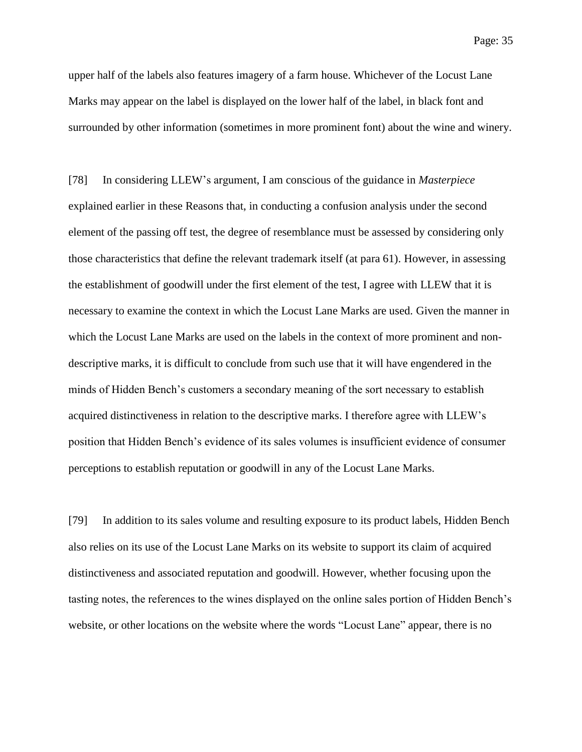upper half of the labels also features imagery of a farm house. Whichever of the Locust Lane Marks may appear on the label is displayed on the lower half of the label, in black font and surrounded by other information (sometimes in more prominent font) about the wine and winery.

[78] In considering LLEW's argument, I am conscious of the guidance in *Masterpiece* explained earlier in these Reasons that, in conducting a confusion analysis under the second element of the passing off test, the degree of resemblance must be assessed by considering only those characteristics that define the relevant trademark itself (at para 61). However, in assessing the establishment of goodwill under the first element of the test, I agree with LLEW that it is necessary to examine the context in which the Locust Lane Marks are used. Given the manner in which the Locust Lane Marks are used on the labels in the context of more prominent and non-descriptive marks, it is difficult to conclude from such use that it will have engendered in the minds of Hidden Bench's customers a secondary meaning of the sort necessary to establish acquired distinctiveness in relation to the descriptive marks. I therefore agree with LLEW's position that Hidden Bench's evidence of its sales volumes is insufficient evidence of consumer perceptions to establish reputation or goodwill in any of the Locust Lane Marks.

[79] In addition to its sales volume and resulting exposure to its product labels, Hidden Bench also relies on its use of the Locust Lane Marks on its website to support its claim of acquired distinctiveness and associated reputation and goodwill. However, whether focusing upon the tasting notes, the references to the wines displayed on the online sales portion of Hidden Bench's website, or other locations on the website where the words "Locust Lane" appear, there is no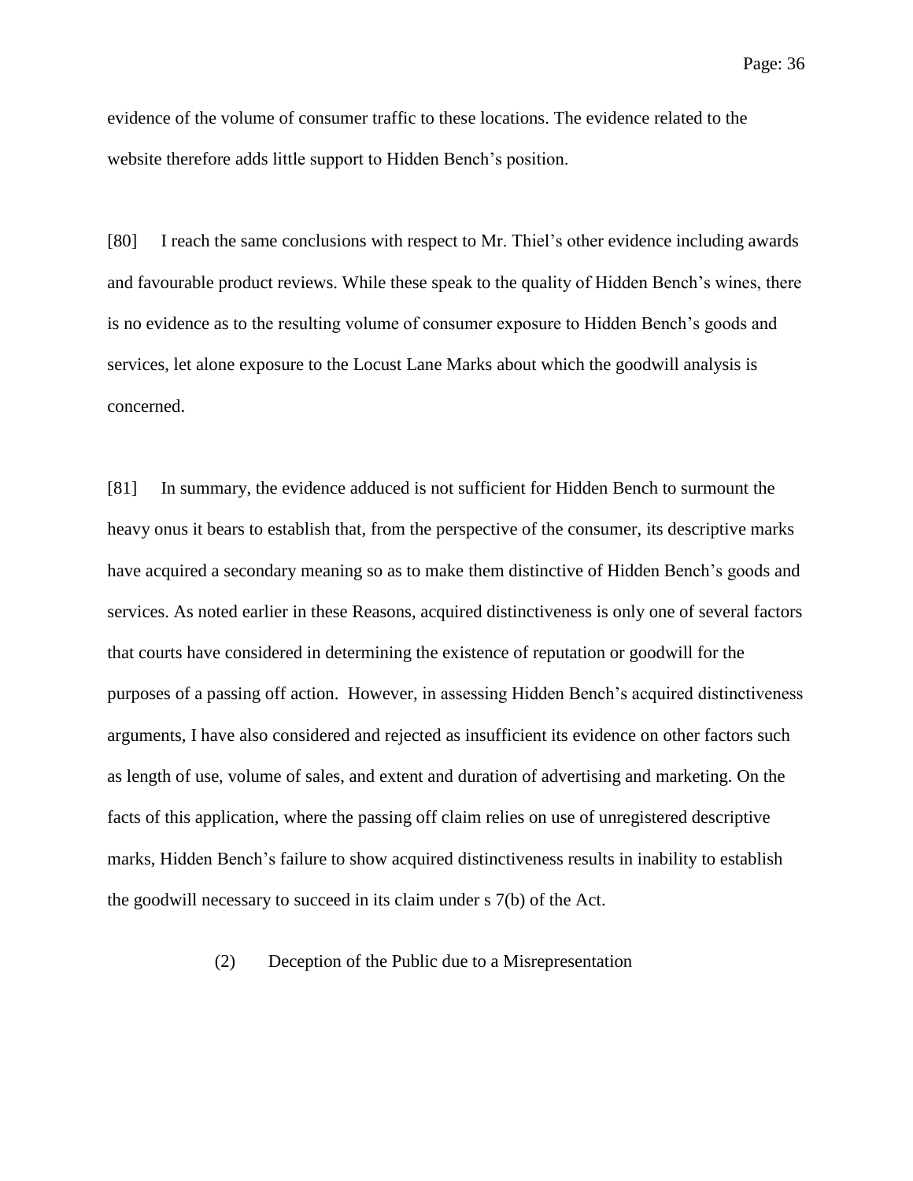evidence of the volume of consumer traffic to these locations. The evidence related to the website therefore adds little support to Hidden Bench's position.

[80] I reach the same conclusions with respect to Mr. Thiel's other evidence including awards and favourable product reviews. While these speak to the quality of Hidden Bench's wines, there is no evidence as to the resulting volume of consumer exposure to Hidden Bench's goods and services, let alone exposure to the Locust Lane Marks about which the goodwill analysis is concerned.

[81] In summary, the evidence adduced is not sufficient for Hidden Bench to surmount the heavy onus it bears to establish that, from the perspective of the consumer, its descriptive marks have acquired a secondary meaning so as to make them distinctive of Hidden Bench's goods and services. As noted earlier in these Reasons, acquired distinctiveness is only one of several factors that courts have considered in determining the existence of reputation or goodwill for the purposes of a passing off action. However, in assessing Hidden Bench's acquired distinctiveness arguments, I have also considered and rejected as insufficient its evidence on other factors such as length of use, volume of sales, and extent and duration of advertising and marketing. On the facts of this application, where the passing off claim relies on use of unregistered descriptive marks, Hidden Bench's failure to show acquired distinctiveness results in inability to establish the goodwill necessary to succeed in its claim under s 7(b) of the Act.

(2) Deception of the Public due to a Misrepresentation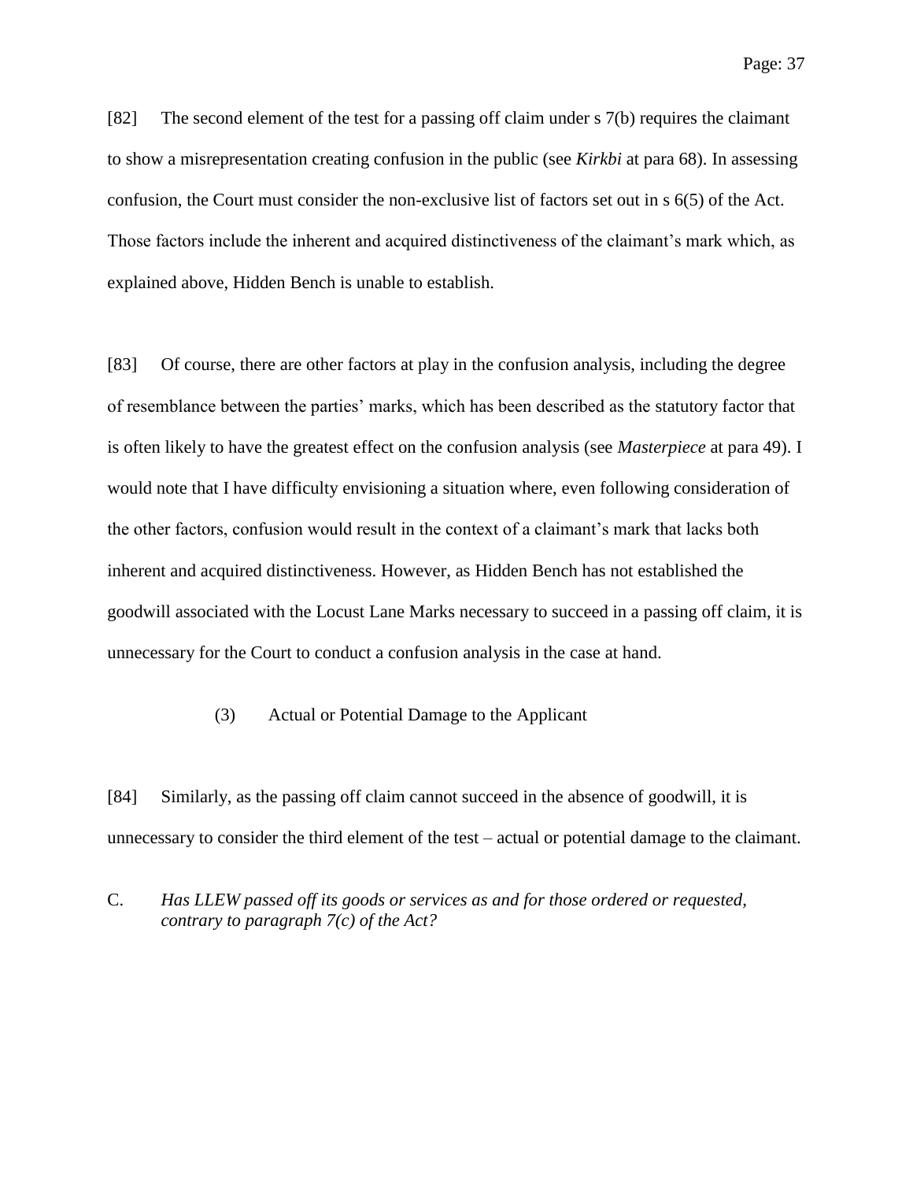[82] The second element of the test for a passing off claim under s 7(b) requires the claimant to show a misrepresentation creating confusion in the public (see *Kirkbi* at para 68). In assessing confusion, the Court must consider the non-exclusive list of factors set out in s 6(5) of the Act. Those factors include the inherent and acquired distinctiveness of the claimant's mark which, as explained above, Hidden Bench is unable to establish.

[83] Of course, there are other factors at play in the confusion analysis, including the degree of resemblance between the parties' marks, which has been described as the statutory factor that is often likely to have the greatest effect on the confusion analysis (see *Masterpiece* at para 49). I would note that I have difficulty envisioning a situation where, even following consideration of the other factors, confusion would result in the context of a claimant's mark that lacks both inherent and acquired distinctiveness. However, as Hidden Bench has not established the goodwill associated with the Locust Lane Marks necessary to succeed in a passing off claim, it is unnecessary for the Court to conduct a confusion analysis in the case at hand.

#### (3) Actual or Potential Damage to the Applicant

[84] Similarly, as the passing off claim cannot succeed in the absence of goodwill, it is unnecessary to consider the third element of the test – actual or potential damage to the claimant.

### C. *Has LLEW passed off its goods or services as and for those ordered or requested, contrary to paragraph 7(c) of the Act?*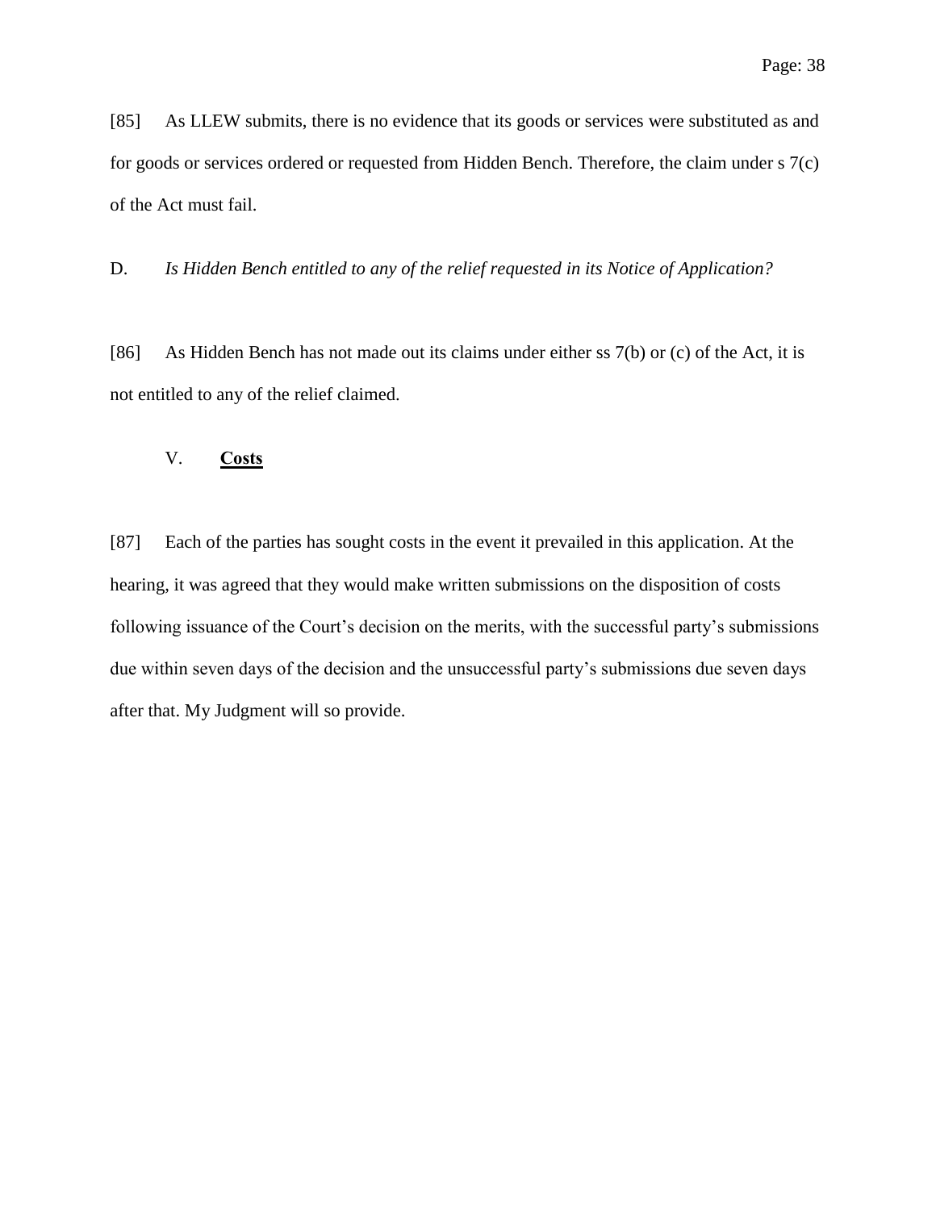[85] As LLEW submits, there is no evidence that its goods or services were substituted as and for goods or services ordered or requested from Hidden Bench. Therefore, the claim under s 7(c) of the Act must fail.

D. *Is Hidden Bench entitled to any of the relief requested in its Notice of Application?*

[86] As Hidden Bench has not made out its claims under either ss 7(b) or (c) of the Act, it is not entitled to any of the relief claimed.

## V. **Costs**

[87] Each of the parties has sought costs in the event it prevailed in this application. At the hearing, it was agreed that they would make written submissions on the disposition of costs following issuance of the Court's decision on the merits, with the successful party's submissions due within seven days of the decision and the unsuccessful party's submissions due seven days after that. My Judgment will so provide.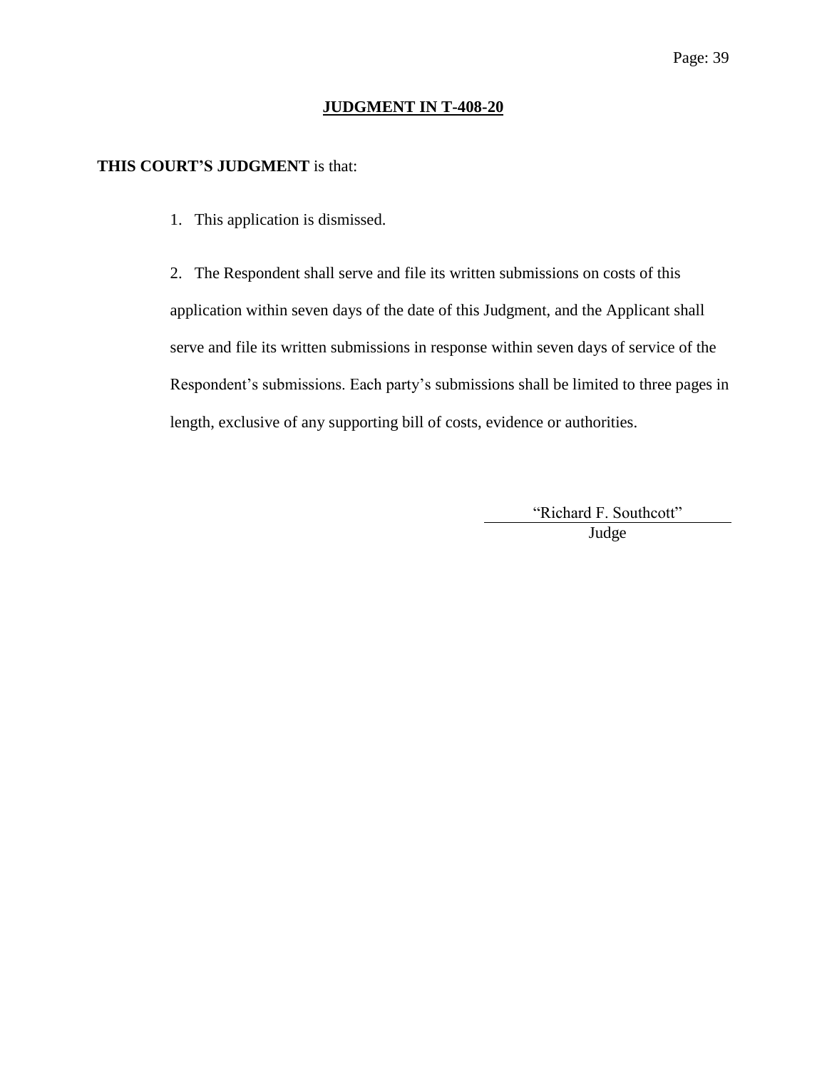**JUDGMENT IN T-408-20**

**THIS COURT'S JUDGMENT** is that:

1. This application is dismissed.

2. The Respondent shall serve and file its written submissions on costs of this application within seven days of the date of this Judgment, and the Applicant shall serve and file its written submissions in response within seven days of service of the Respondent's submissions. Each party's submissions shall be limited to three pages in length, exclusive of any supporting bill of costs, evidence or authorities.

"Richard F. Southcott"

Judge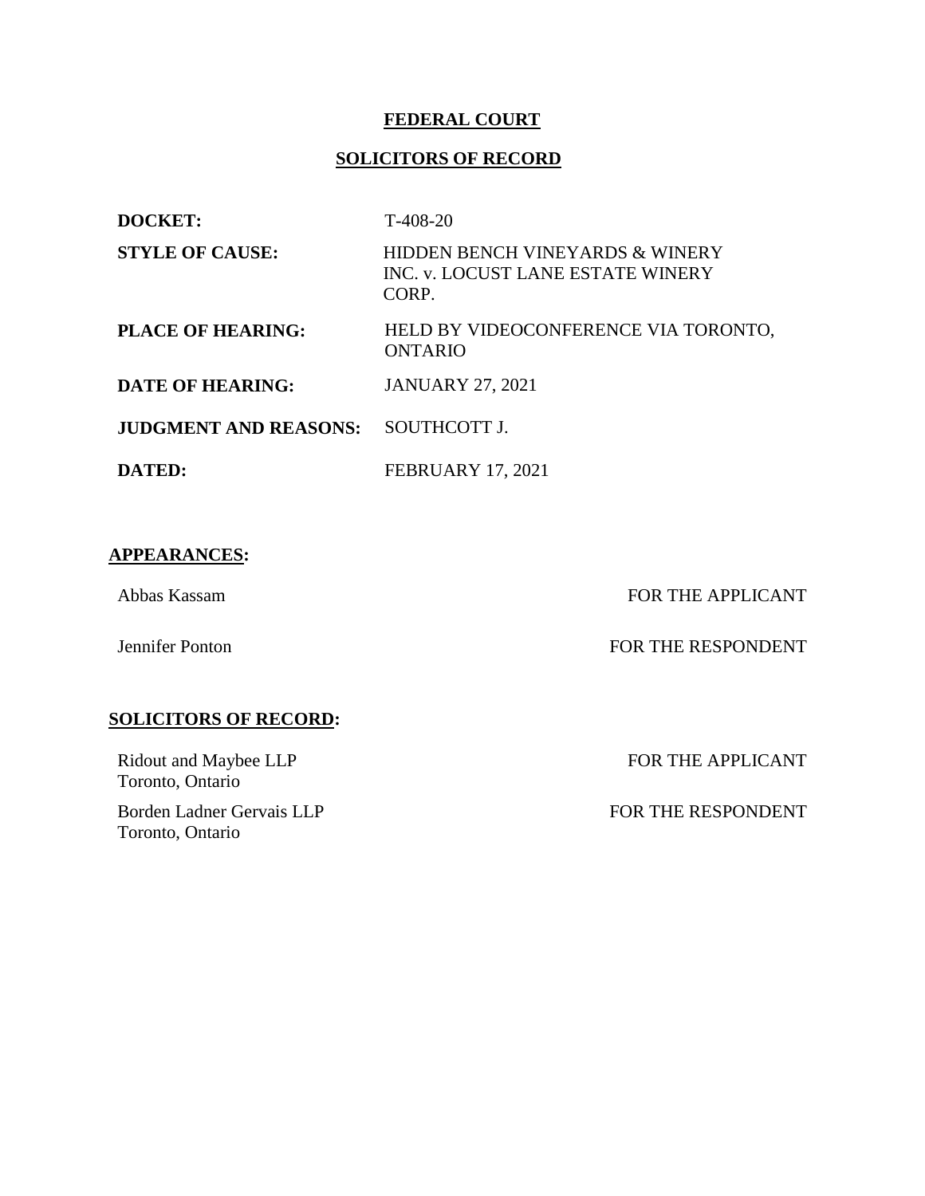# FEDERAL COURT

## SOLICITORS OF RECORD

| | |
|---|---|
| **DOCKET:** | T-408-20 |
| **STYLE OF CAUSE:** | HIDDEN BENCH VINEYARDS & WINERY INC. v. LOCUST LANE ESTATE WINERY CORP. |
| **PLACE OF HEARING:** | HELD BY VIDEOCONFERENCE VIA TORONTO, ONTARIO |
| **DATE OF HEARING:** | JANUARY 27, 2021 |
| **JUDGMENT AND REASONS:** | SOUTHCOTT J. |
| **DATED:** | FEBRUARY 17, 2021 |

**APPEARANCES:**

| | |
|---|---|
| Abbas Kassam | FOR THE APPLICANT |
| Jennifer Ponton | FOR THE RESPONDENT |

**SOLICITORS OF RECORD:**

| | |
|---|---|
| Ridout and Maybee LLP<br>Toronto, Ontario | FOR THE APPLICANT |
| Borden Ladner Gervais LLP<br>Toronto, Ontario | FOR THE RESPONDENT |